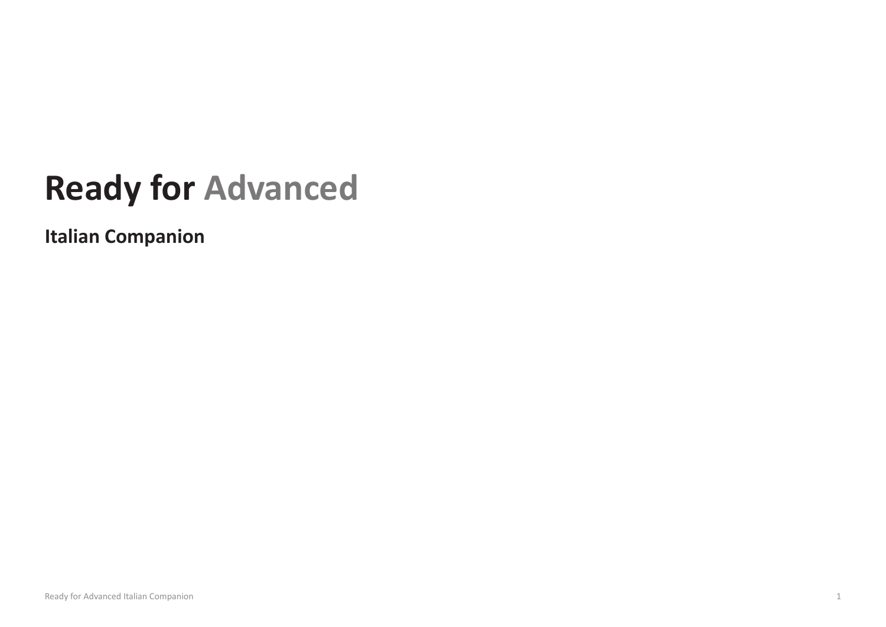# Ready for Advanced

## Italian Companion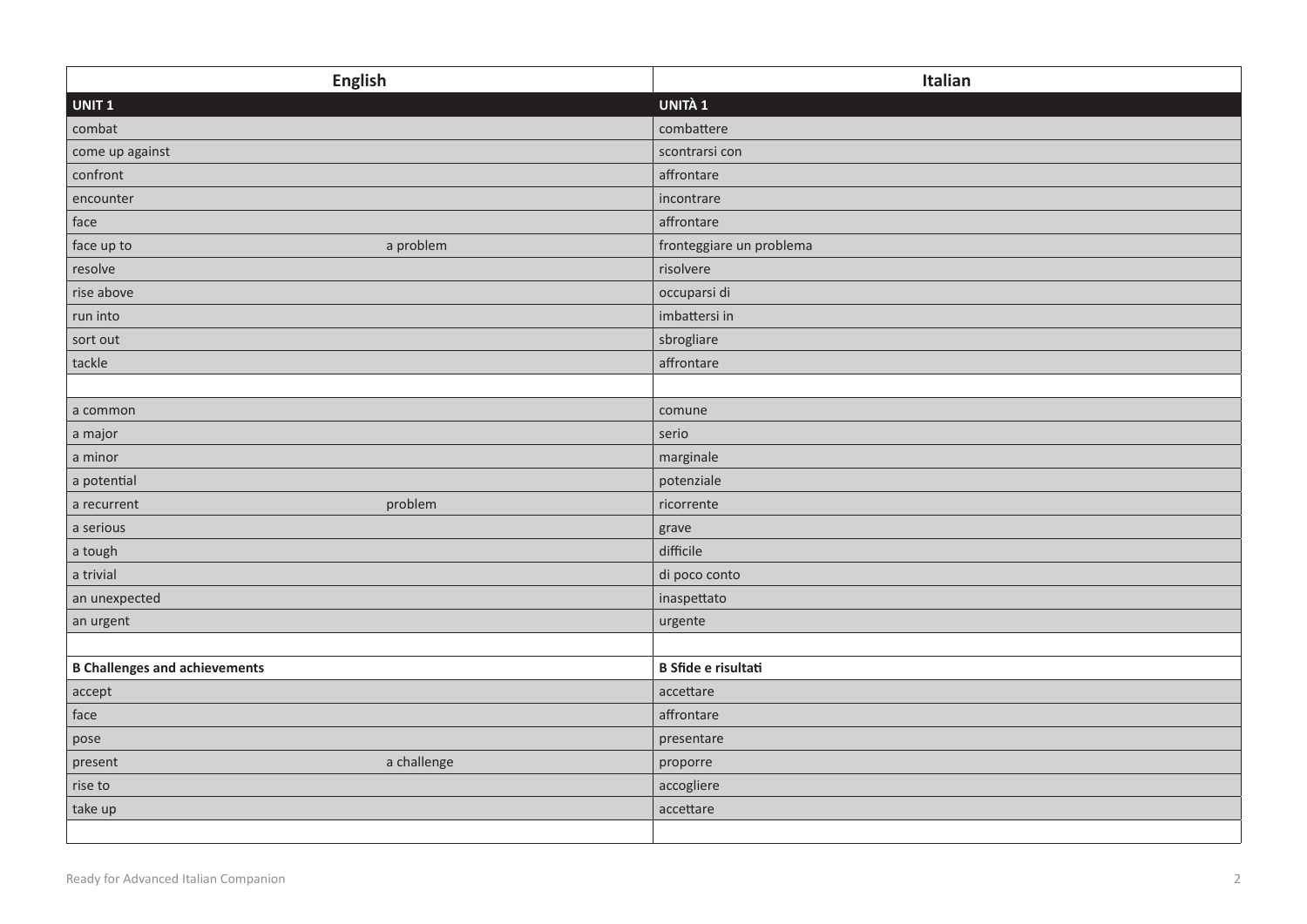| English | | Italian |
|---|---|---|
| **UNIT 1** | | **UNITÀ 1** |
| combat | | combattere |
| come up against | | scontrarsi con |
| confront | | affrontare |
| encounter | | incontrare |
| face | | affrontare |
| face up to | a problem | fronteggiare un problema |
| resolve | | risolvere |
| rise above | | occuparsi di |
| run into | | imbattersi in |
| sort out | | sbrogliare |
| tackle | | affrontare |
| | | |
| a common | | comune |
| a major | | serio |
| a minor | | marginale |
| a potential | | potenziale |
| a recurrent | problem | ricorrente |
| a serious | | grave |
| a tough | | difficile |
| a trivial | | di poco conto |
| an unexpected | | inaspettato |
| an urgent | | urgente |
| | | |
| **B Challenges and achievements** | | **B Sfide e risultati** |
| accept | | accettare |
| face | | affrontare |
| pose | | presentare |
| present | a challenge | proporre |
| rise to | | accogliere |
| take up | | accettare |
| | | |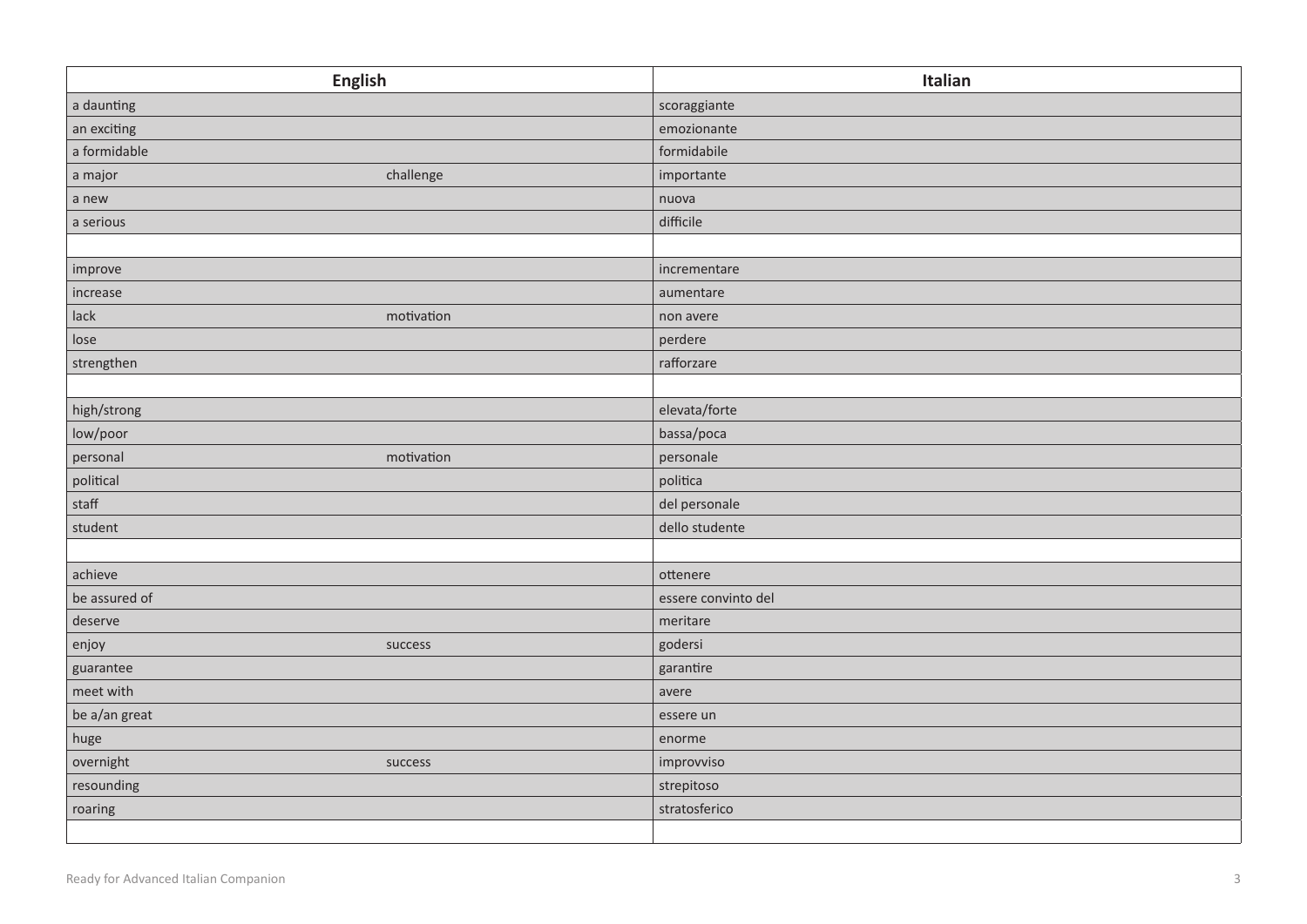| English | | Italian |
|---|---|---|
| a daunting | | scoraggiante |
| an exciting | | emozionante |
| a formidable | | formidabile |
| a major | challenge | importante |
| a new | | nuova |
| a serious | | difficile |
| | | |
| improve | | incrementare |
| increase | | aumentare |
| lack | motivation | non avere |
| lose | | perdere |
| strengthen | | rafforzare |
| | | |
| high/strong | | elevata/forte |
| low/poor | | bassa/poca |
| personal | motivation | personale |
| political | | politica |
| staff | | del personale |
| student | | dello studente |
| | | |
| achieve | | ottenere |
| be assured of | | essere convinto del |
| deserve | | meritare |
| enjoy | success | godersi |
| guarantee | | garantire |
| meet with | | avere |
| be a/an great | | essere un |
| huge | | enorme |
| overnight | success | improvviso |
| resounding | | strepitoso |
| roaring | | stratosferico |
| | | |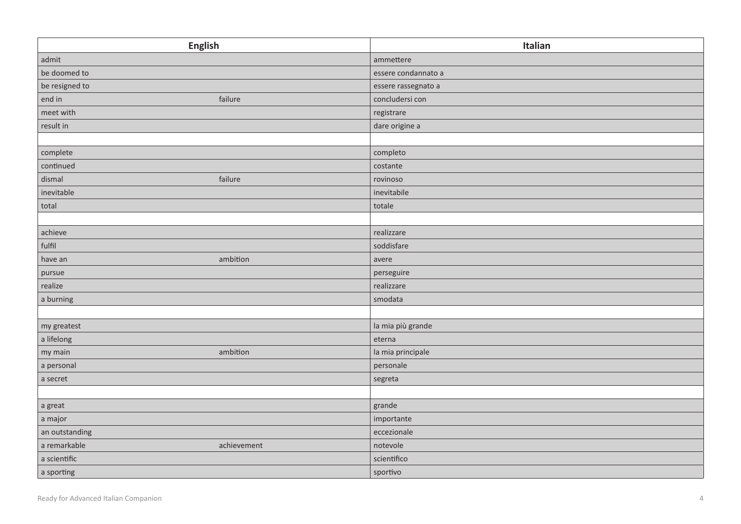| English | | Italian |
|---|---|---|
| admit | | ammettere |
| be doomed to | | essere condannato a |
| be resigned to | | essere rassegnato a |
| end in | failure | concludersi con |
| meet with | | registrare |
| result in | | dare origine a |
| | | |
| complete | | completo |
| continued | | costante |
| dismal | failure | rovinoso |
| inevitable | | inevitabile |
| total | | totale |
| | | |
| achieve | | realizzare |
| fulfil | | soddisfare |
| have an | ambition | avere |
| pursue | | perseguire |
| realize | | realizzare |
| a burning | | smodata |
| | | |
| my greatest | | la mia più grande |
| a lifelong | | eterna |
| my main | ambition | la mia principale |
| a personal | | personale |
| a secret | | segreta |
| | | |
| a great | | grande |
| a major | | importante |
| an outstanding | | eccezionale |
| a remarkable | achievement | notevole |
| a scientific | | scientifico |
| a sporting | | sportivo |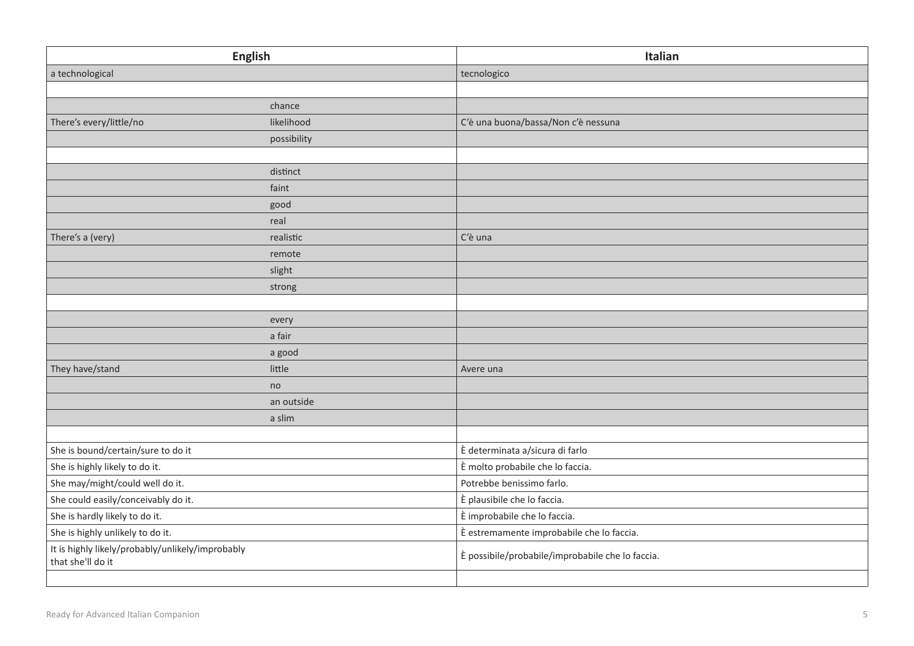| English | | Italian |
|---|---|---|
| a technological | | tecnologico |
| | | |
| | chance | |
| There's every/little/no | likelihood | C'è una buona/bassa/Non c'è nessuna |
| | possibility | |
| | | |
| | distinct | |
| | faint | |
| | good | |
| | real | |
| There's a (very) | realistic | C'è una |
| | remote | |
| | slight | |
| | strong | |
| | | |
| | every | |
| | a fair | |
| | a good | |
| They have/stand | little | Avere una |
| | no | |
| | an outside | |
| | a slim | |
| | | |
| She is bound/certain/sure to do it | | È determinata a/sicura di farlo |
| She is highly likely to do it. | | È molto probabile che lo faccia. |
| She may/might/could well do it. | | Potrebbe benissimo farlo. |
| She could easily/conceivably do it. | | È plausibile che lo faccia. |
| She is hardly likely to do it. | | È improbabile che lo faccia. |
| She is highly unlikely to do it. | | È estremamente improbabile che lo faccia. |
| It is highly likely/probably/unlikely/improbably that she'll do it | | È possibile/probabile/improbabile che lo faccia. |
| | | |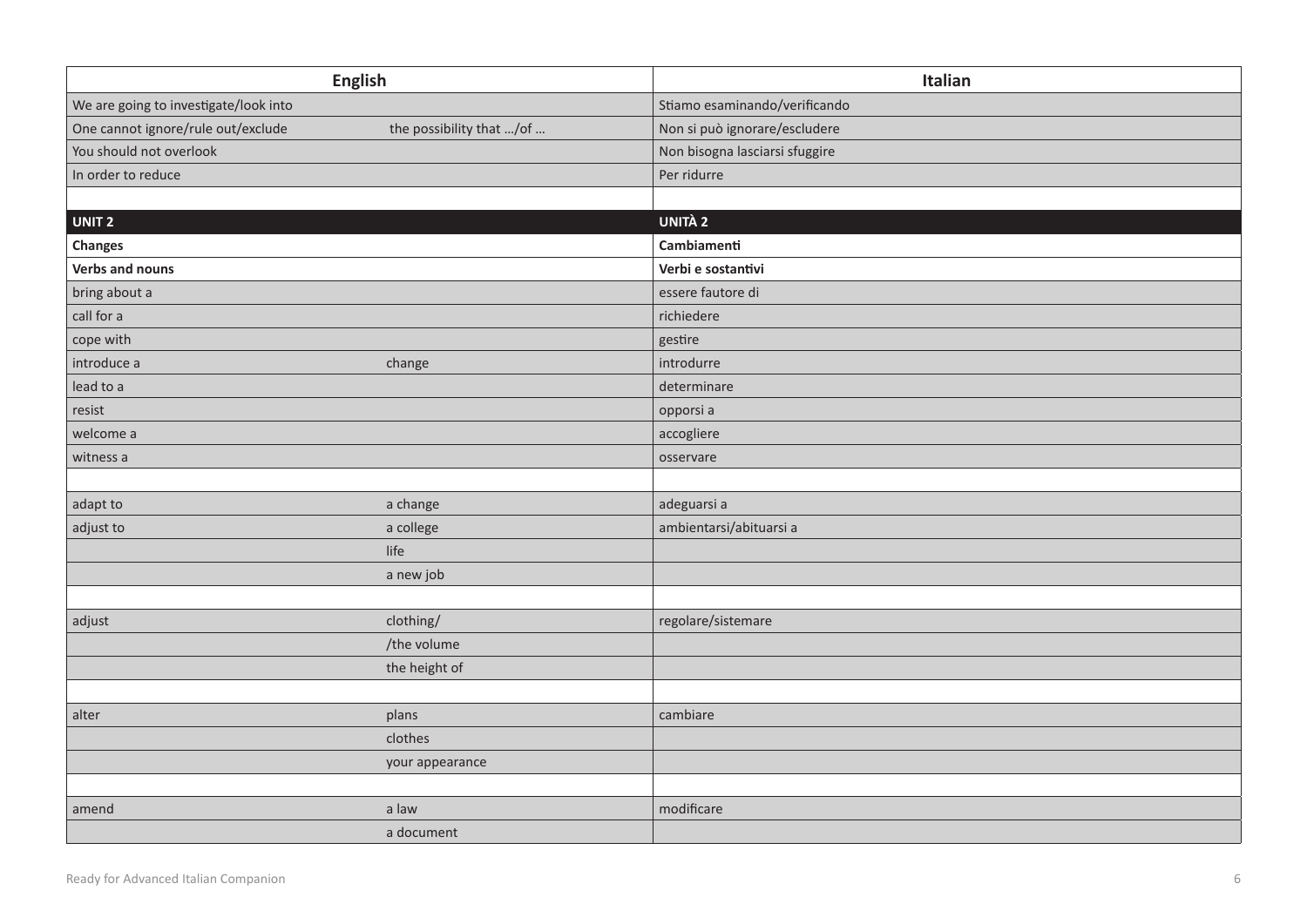| English | | Italian |
|---|---|---|
| We are going to investigate/look into | | Stiamo esaminando/verificando |
| One cannot ignore/rule out/exclude | the possibility that …/of … | Non si può ignorare/escludere |
| You should not overlook | | Non bisogna lasciarsi sfuggire |
| In order to reduce | | Per ridurre |
| | | |
| **UNIT 2** | | **UNITÀ 2** |
| **Changes** | | **Cambiamenti** |
| **Verbs and nouns** | | **Verbi e sostantivi** |
| bring about a | | essere fautore di |
| call for a | | richiedere |
| cope with | | gestire |
| introduce a | change | introdurre |
| lead to a | | determinare |
| resist | | opporsi a |
| welcome a | | accogliere |
| witness a | | osservare |
| | | |
| adapt to | a change | adeguarsi a |
| adjust to | a college | ambientarsi/abituarsi a |
| | life | |
| | a new job | |
| | | |
| adjust | clothing/ | regolare/sistemare |
| | /the volume | |
| | the height of | |
| | | |
| alter | plans | cambiare |
| | clothes | |
| | your appearance | |
| | | |
| amend | a law | modificare |
| | a document | |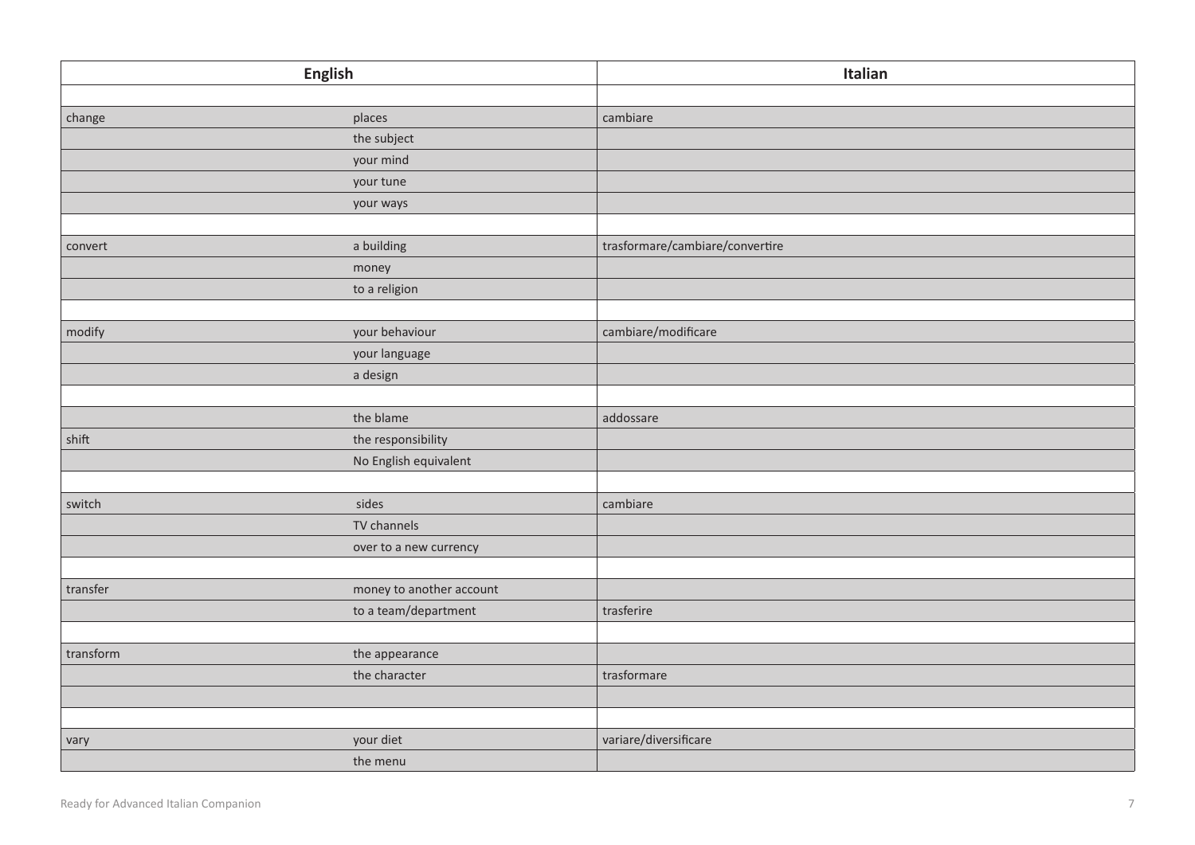| English | | Italian |
|---|---|---|
| | | |
| change | places | cambiare |
| | the subject | |
| | your mind | |
| | your tune | |
| | your ways | |
| | | |
| convert | a building | trasformare/cambiare/convertire |
| | money | |
| | to a religion | |
| | | |
| modify | your behaviour | cambiare/modificare |
| | your language | |
| | a design | |
| | | |
| | the blame | addossare |
| shift | the responsibility | |
| | No English equivalent | |
| | | |
| switch | sides | cambiare |
| | TV channels | |
| | over to a new currency | |
| | | |
| transfer | money to another account | |
| | to a team/department | trasferire |
| | | |
| transform | the appearance | |
| | the character | trasformare |
| | | |
| | | |
| vary | your diet | variare/diversificare |
| | the menu | |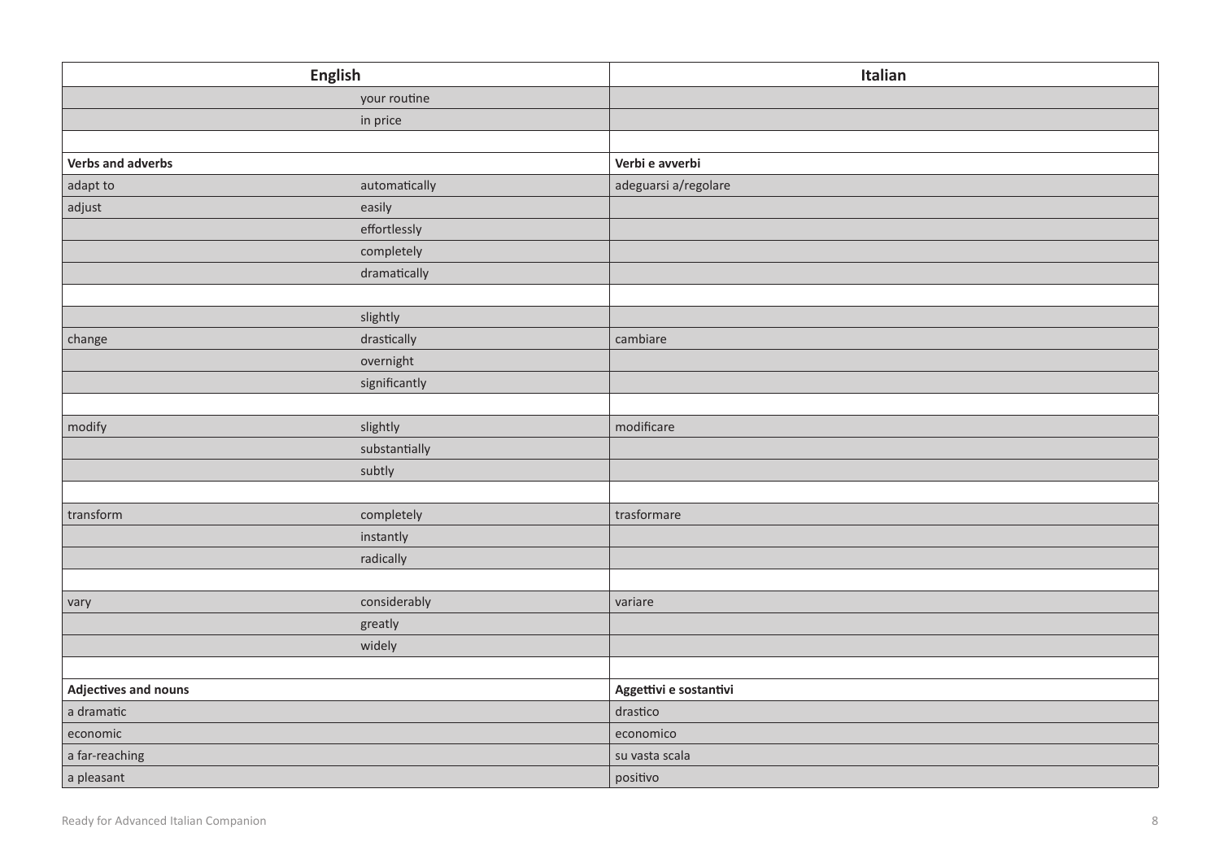| English | | Italian |
|---|---|---|
| | your routine | |
| | in price | |
| | | |
| **Verbs and adverbs** | | **Verbi e avverbi** |
| adapt to | automatically | adeguarsi a/regolare |
| adjust | easily | |
| | effortlessly | |
| | completely | |
| | dramatically | |
| | | |
| | slightly | |
| change | drastically | cambiare |
| | overnight | |
| | significantly | |
| | | |
| modify | slightly | modificare |
| | substantially | |
| | subtly | |
| | | |
| transform | completely | trasformare |
| | instantly | |
| | radically | |
| | | |
| vary | considerably | variare |
| | greatly | |
| | widely | |
| | | |
| **Adjectives and nouns** | | **Aggettivi e sostantivi** |
| a dramatic | | drastico |
| economic | | economico |
| a far-reaching | | su vasta scala |
| a pleasant | | positivo |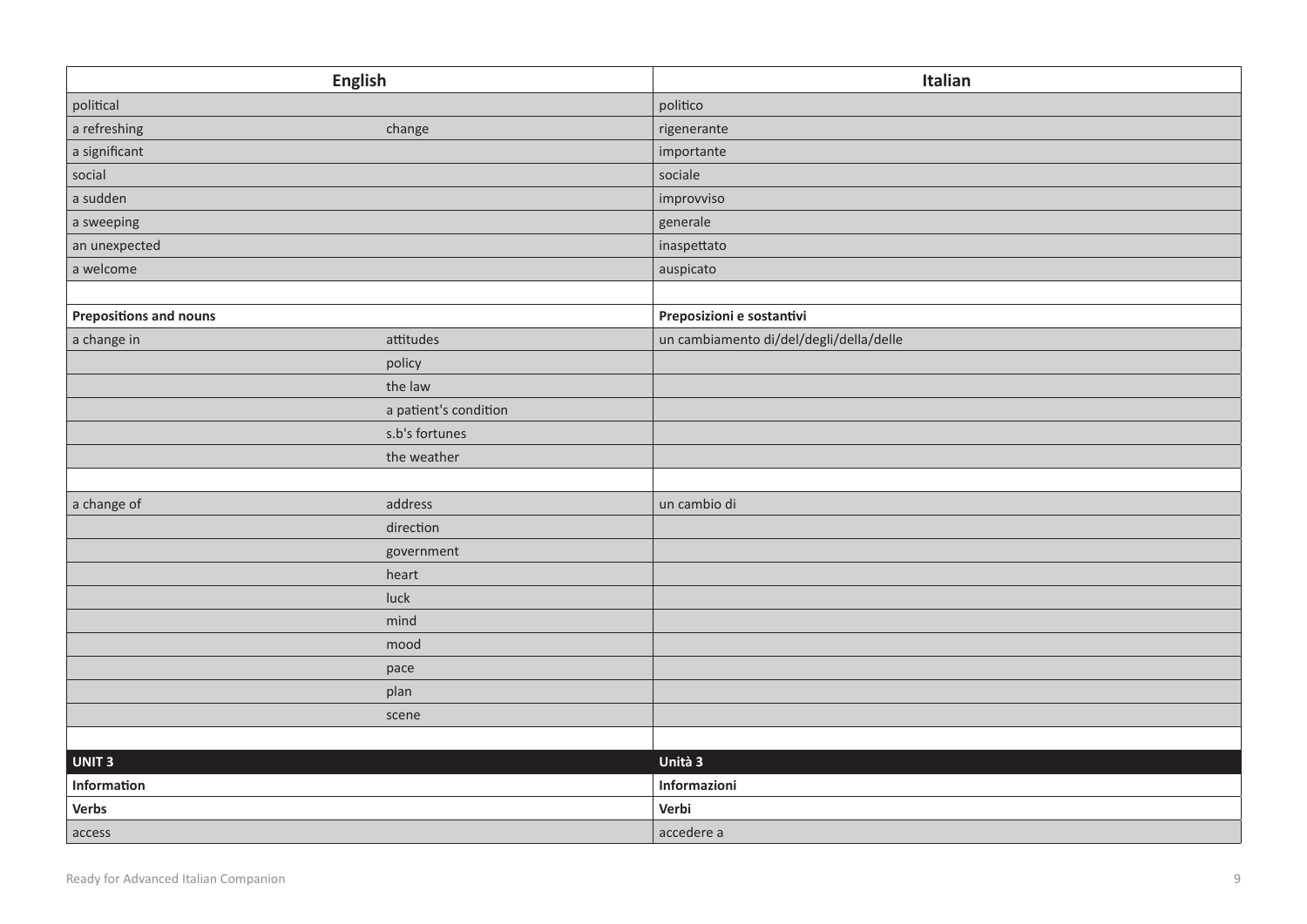| English | | Italian |
|---|---|---|
| political | | politico |
| a refreshing | change | rigenerante |
| a significant | | importante |
| social | | sociale |
| a sudden | | improvviso |
| a sweeping | | generale |
| an unexpected | | inaspettato |
| a welcome | | auspicato |
| | | |
| **Prepositions and nouns** | | **Preposizioni e sostantivi** |
| a change in | attitudes | un cambiamento di/del/degli/della/delle |
| | policy | |
| | the law | |
| | a patient's condition | |
| | s.b's fortunes | |
| | the weather | |
| | | |
| a change of | address | un cambio di |
| | direction | |
| | government | |
| | heart | |
| | luck | |
| | mind | |
| | mood | |
| | pace | |
| | plan | |
| | scene | |
| | | |
| **UNIT 3** | | **Unità 3** |
| **Information** | | **Informazioni** |
| **Verbs** | | **Verbi** |
| access | | accedere a |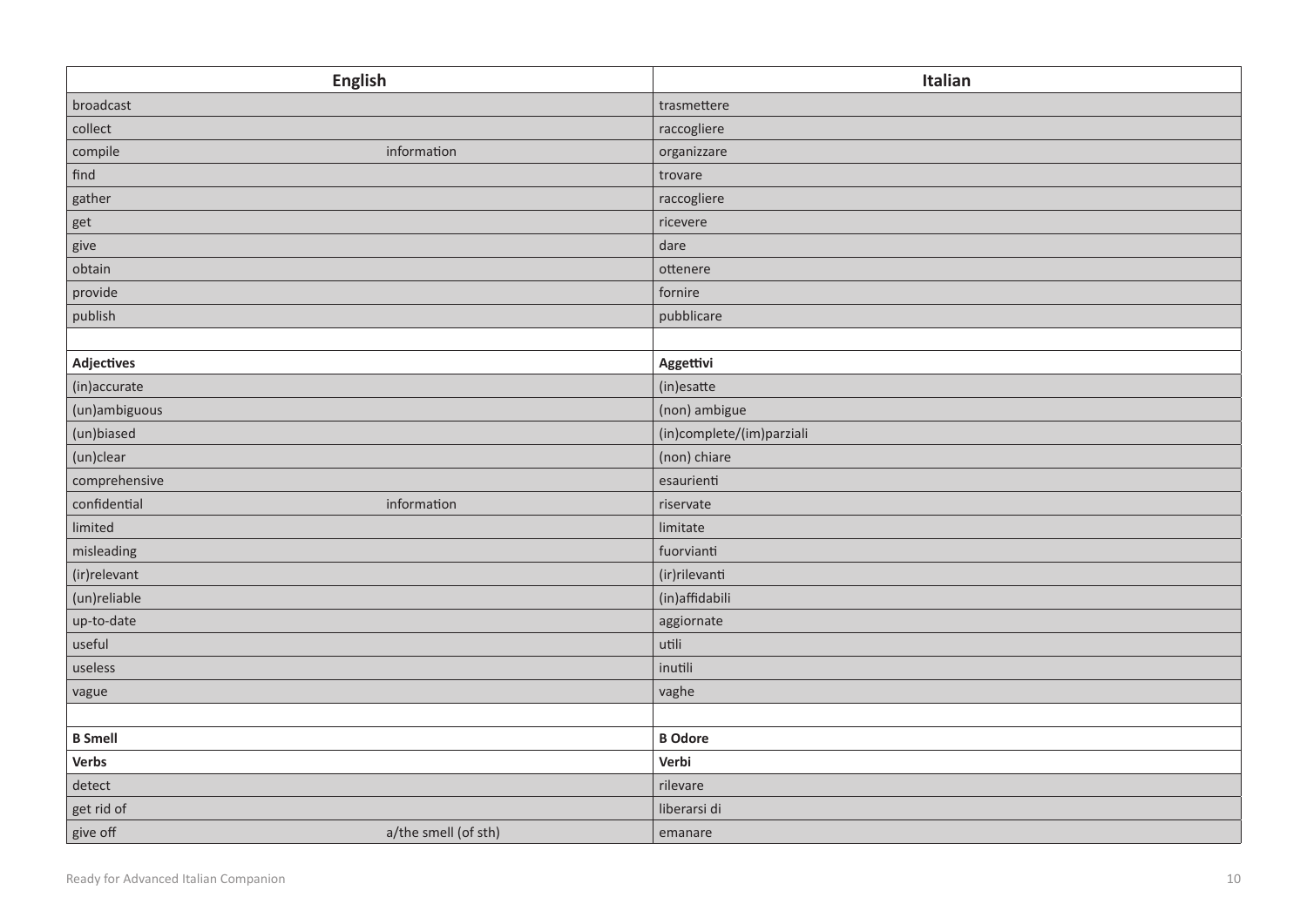| English | | Italian |
|---|---|---|
| broadcast | | trasmettere |
| collect | | raccogliere |
| compile | information | organizzare |
| find | | trovare |
| gather | | raccogliere |
| get | | ricevere |
| give | | dare |
| obtain | | ottenere |
| provide | | fornire |
| publish | | pubblicare |
| | | |
| **Adjectives** | | **Aggettivi** |
| (in)accurate | | (in)esatte |
| (un)ambiguous | | (non) ambigue |
| (un)biased | | (in)complete/(im)parziali |
| (un)clear | | (non) chiare |
| comprehensive | | esaurienti |
| confidential | information | riservate |
| limited | | limitate |
| misleading | | fuorvianti |
| (ir)relevant | | (ir)rilevanti |
| (un)reliable | | (in)affidabili |
| up-to-date | | aggiornate |
| useful | | utili |
| useless | | inutili |
| vague | | vaghe |
| | | |
| **B Smell** | | **B Odore** |
| **Verbs** | | **Verbi** |
| detect | | rilevare |
| get rid of | | liberarsi di |
| give off | a/the smell (of sth) | emanare |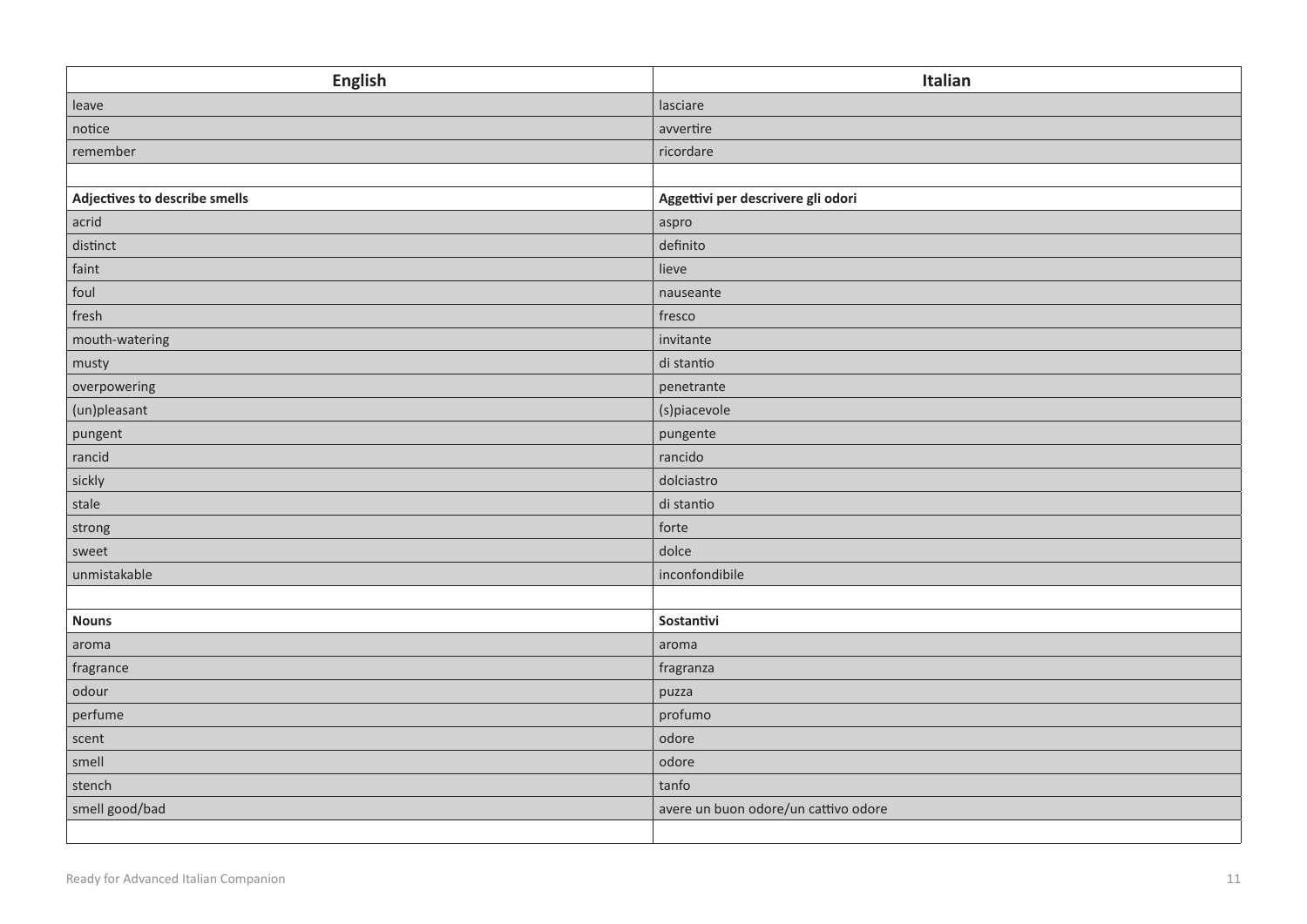| English | Italian |
|---|---|
| leave | lasciare |
| notice | avvertire |
| remember | ricordare |
| | |
| **Adjectives to describe smells** | **Aggettivi per descrivere gli odori** |
| acrid | aspro |
| distinct | definito |
| faint | lieve |
| foul | nauseante |
| fresh | fresco |
| mouth-watering | invitante |
| musty | di stantio |
| overpowering | penetrante |
| (un)pleasant | (s)piacevole |
| pungent | pungente |
| rancid | rancido |
| sickly | dolciastro |
| stale | di stantio |
| strong | forte |
| sweet | dolce |
| unmistakable | inconfondibile |
| | |
| **Nouns** | **Sostantivi** |
| aroma | aroma |
| fragrance | fragranza |
| odour | puzza |
| perfume | profumo |
| scent | odore |
| smell | odore |
| stench | tanfo |
| smell good/bad | avere un buon odore/un cattivo odore |
| | |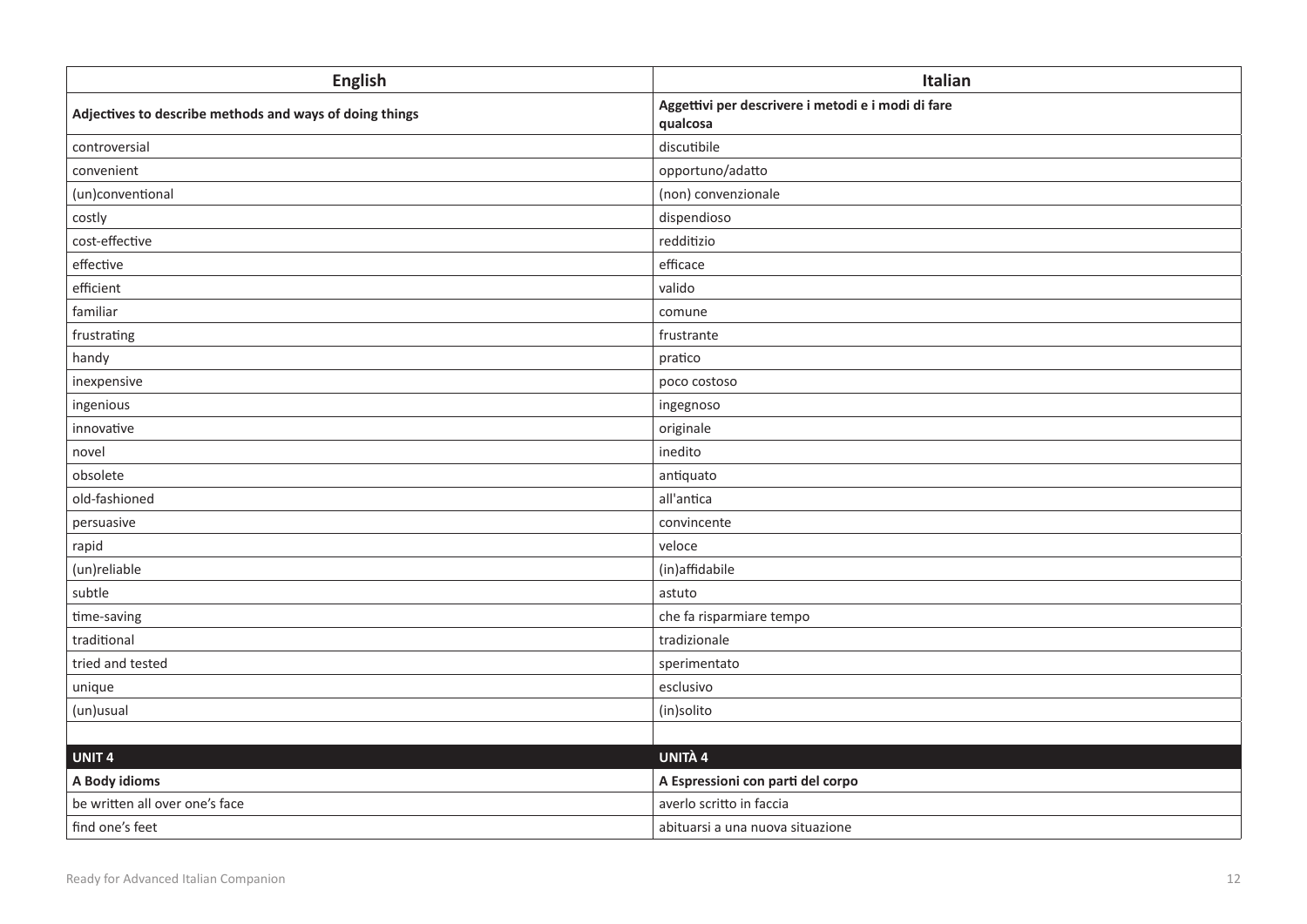| English | Italian |
|---|---|
| **Adjectives to describe methods and ways of doing things** | **Aggettivi per descrivere i metodi e i modi di fare qualcosa** |
| controversial | discutibile |
| convenient | opportuno/adatto |
| (un)conventional | (non) convenzionale |
| costly | dispendioso |
| cost-effective | redditizio |
| effective | efficace |
| efficient | valido |
| familiar | comune |
| frustrating | frustrante |
| handy | pratico |
| inexpensive | poco costoso |
| ingenious | ingegnoso |
| innovative | originale |
| novel | inedito |
| obsolete | antiquato |
| old-fashioned | all'antica |
| persuasive | convincente |
| rapid | veloce |
| (un)reliable | (in)affidabile |
| subtle | astuto |
| time-saving | che fa risparmiare tempo |
| traditional | tradizionale |
| tried and tested | sperimentato |
| unique | esclusivo |
| (un)usual | (in)solito |
| | |
| **UNIT 4** | **UNITÀ 4** |
| **A Body idioms** | **A Espressioni con parti del corpo** |
| be written all over one's face | averlo scritto in faccia |
| find one's feet | abituarsi a una nuova situazione |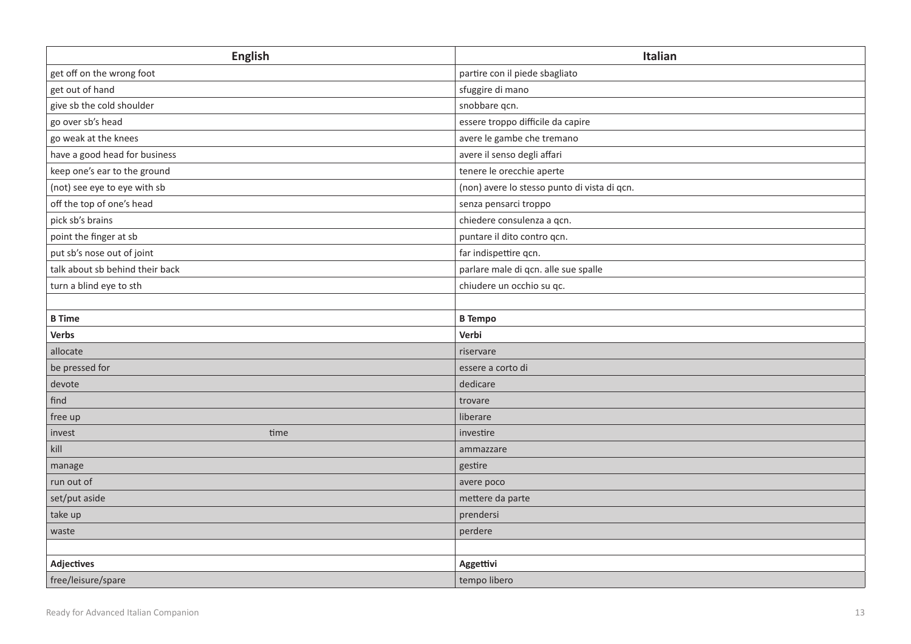| English | Italian |
|---|---|
| get off on the wrong foot | partire con il piede sbagliato |
| get out of hand | sfuggire di mano |
| give sb the cold shoulder | snobbare qcn. |
| go over sb's head | essere troppo difficile da capire |
| go weak at the knees | avere le gambe che tremano |
| have a good head for business | avere il senso degli affari |
| keep one's ear to the ground | tenere le orecchie aperte |
| (not) see eye to eye with sb | (non) avere lo stesso punto di vista di qcn. |
| off the top of one's head | senza pensarci troppo |
| pick sb's brains | chiedere consulenza a qcn. |
| point the finger at sb | puntare il dito contro qcn. |
| put sb's nose out of joint | far indispettire qcn. |
| talk about sb behind their back | parlare male di qcn. alle sue spalle |
| turn a blind eye to sth | chiudere un occhio su qc. |
| | |
| **B Time** | **B Tempo** |
| **Verbs** | **Verbi** |
| allocate | riservare |
| be pressed for | essere a corto di |
| devote | dedicare |
| find | trovare |
| free up | liberare |
| invest time | investire |
| kill | ammazzare |
| manage | gestire |
| run out of | avere poco |
| set/put aside | mettere da parte |
| take up | prendersi |
| waste | perdere |
| | |
| **Adjectives** | **Aggettivi** |
| free/leisure/spare | tempo libero |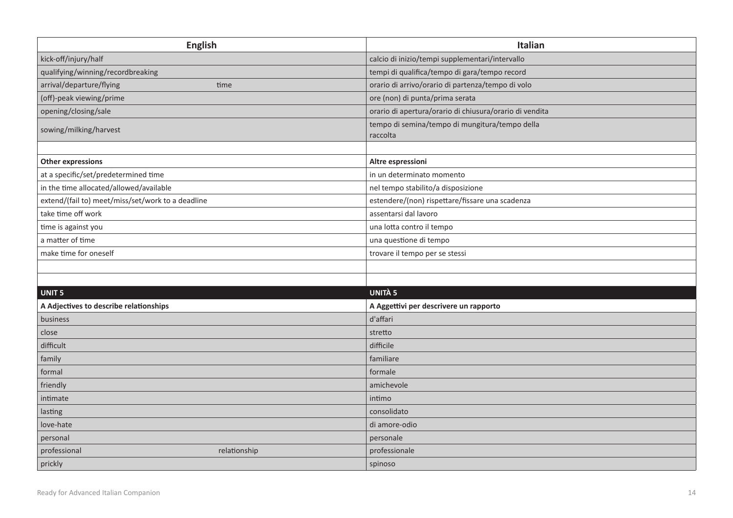| English | | Italian |
|---|---|---|
| kick-off/injury/half | | calcio di inizio/tempi supplementari/intervallo |
| qualifying/winning/recordbreaking | | tempi di qualifica/tempo di gara/tempo record |
| arrival/departure/flying | time | orario di arrivo/orario di partenza/tempo di volo |
| (off)-peak viewing/prime | | ore (non) di punta/prima serata |
| opening/closing/sale | | orario di apertura/orario di chiusura/orario di vendita |
| sowing/milking/harvest | | tempo di semina/tempo di mungitura/tempo della raccolta |
| | | |
| **Other expressions** | | **Altre espressioni** |
| at a specific/set/predetermined time | | in un determinato momento |
| in the time allocated/allowed/available | | nel tempo stabilito/a disposizione |
| extend/(fail to) meet/miss/set/work to a deadline | | estendere/(non) rispettare/fissare una scadenza |
| take time off work | | assentarsi dal lavoro |
| time is against you | | una lotta contro il tempo |
| a matter of time | | una questione di tempo |
| make time for oneself | | trovare il tempo per se stessi |
| | | |
| | | |
| **UNIT 5** | | **UNITÀ 5** |
| **A Adjectives to describe relationships** | | **A Aggettivi per descrivere un rapporto** |
| business | | d'affari |
| close | | stretto |
| difficult | | difficile |
| family | | familiare |
| formal | | formale |
| friendly | | amichevole |
| intimate | | intimo |
| lasting | | consolidato |
| love-hate | | di amore-odio |
| personal | | personale |
| professional | relationship | professionale |
| prickly | | spinoso |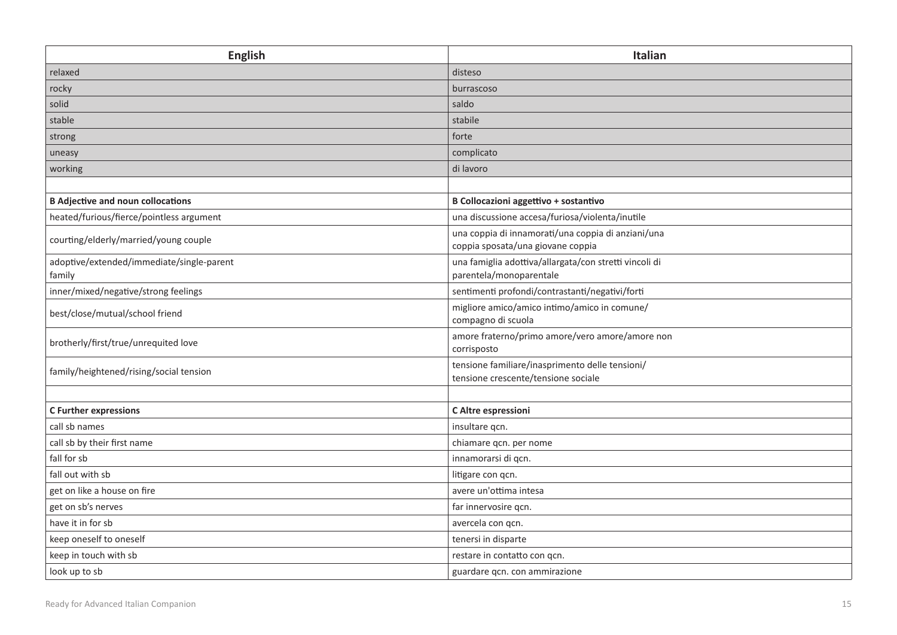| English | Italian |
| --- | --- |
| relaxed | disteso |
| rocky | burrascoso |
| solid | saldo |
| stable | stabile |
| strong | forte |
| uneasy | complicato |
| working | di lavoro |
| | |
| **B Adjective and noun collocations** | **B Collocazioni aggettivo + sostantivo** |
| heated/furious/fierce/pointless argument | una discussione accesa/furiosa/violenta/inutile |
| courting/elderly/married/young couple | una coppia di innamorati/una coppia di anziani/una coppia sposata/una giovane coppia |
| adoptive/extended/immediate/single-parent family | una famiglia adottiva/allargata/con stretti vincoli di parentela/monoparentale |
| inner/mixed/negative/strong feelings | sentimenti profondi/contrastanti/negativi/forti |
| best/close/mutual/school friend | migliore amico/amico intimo/amico in comune/compagno di scuola |
| brotherly/first/true/unrequited love | amore fraterno/primo amore/vero amore/amore non corrisposto |
| family/heightened/rising/social tension | tensione familiare/inasprimento delle tensioni/tensione crescente/tensione sociale |
| | |
| **C Further expressions** | **C Altre espressioni** |
| call sb names | insultare qcn. |
| call sb by their first name | chiamare qcn. per nome |
| fall for sb | innamorarsi di qcn. |
| fall out with sb | litigare con qcn. |
| get on like a house on fire | avere un'ottima intesa |
| get on sb's nerves | far innervosire qcn. |
| have it in for sb | avercela con qcn. |
| keep oneself to oneself | tenersi in disparte |
| keep in touch with sb | restare in contatto con qcn. |
| look up to sb | guardare qcn. con ammirazione |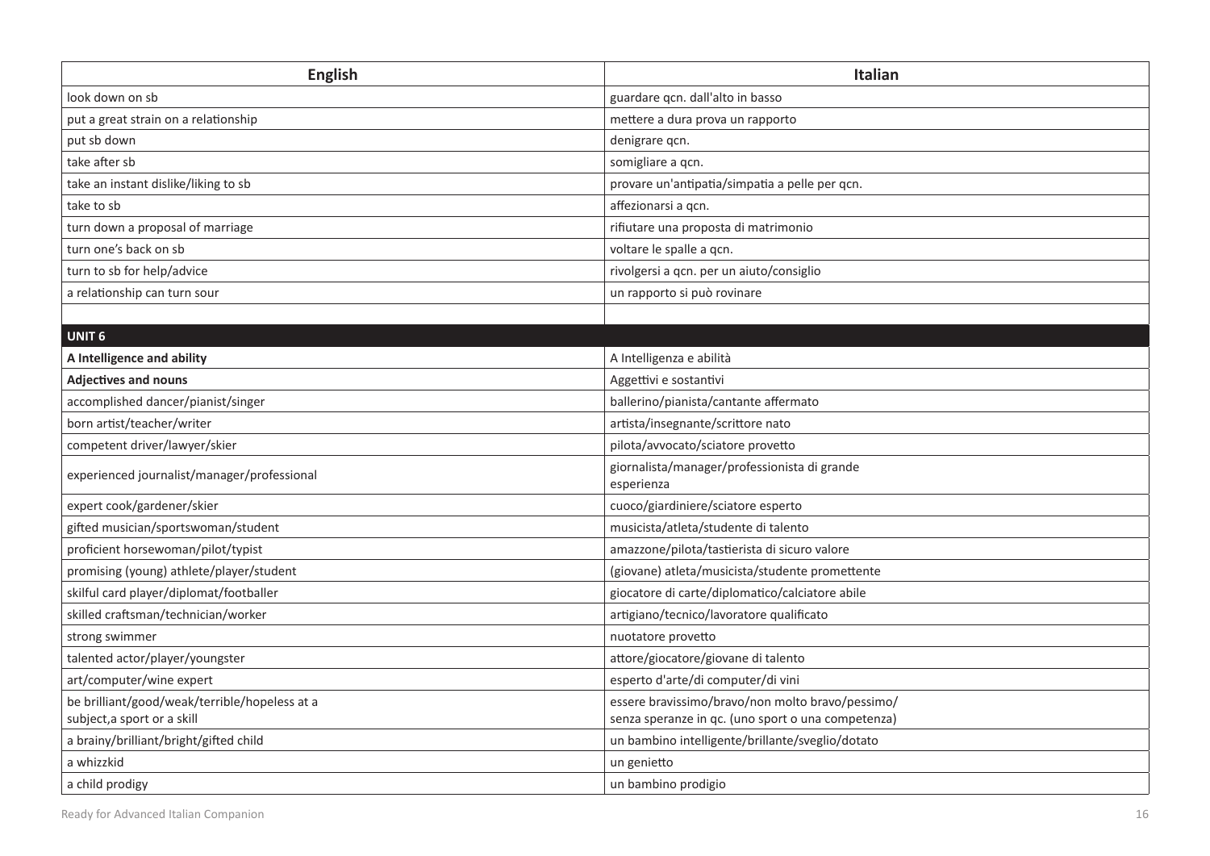| English | Italian |
|---|---|
| look down on sb | guardare qcn. dall'alto in basso |
| put a great strain on a relationship | mettere a dura prova un rapporto |
| put sb down | denigrare qcn. |
| take after sb | somigliare a qcn. |
| take an instant dislike/liking to sb | provare un'antipatia/simpatia a pelle per qcn. |
| take to sb | affezionarsi a qcn. |
| turn down a proposal of marriage | rifiutare una proposta di matrimonio |
| turn one's back on sb | voltare le spalle a qcn. |
| turn to sb for help/advice | rivolgersi a qcn. per un aiuto/consiglio |
| a relationship can turn sour | un rapporto si può rovinare |
| | |
| **UNIT 6** | |
| **A Intelligence and ability** | A Intelligenza e abilità |
| **Adjectives and nouns** | Aggettivi e sostantivi |
| accomplished dancer/pianist/singer | ballerino/pianista/cantante affermato |
| born artist/teacher/writer | artista/insegnante/scrittore nato |
| competent driver/lawyer/skier | pilota/avvocato/sciatore provetto |
| experienced journalist/manager/professional | giornalista/manager/professionista di grande esperienza |
| expert cook/gardener/skier | cuoco/giardiniere/sciatore esperto |
| gifted musician/sportswoman/student | musicista/atleta/studente di talento |
| proficient horsewoman/pilot/typist | amazzone/pilota/tastierista di sicuro valore |
| promising (young) athlete/player/student | (giovane) atleta/musicista/studente promettente |
| skilful card player/diplomat/footballer | giocatore di carte/diplomatico/calciatore abile |
| skilled craftsman/technician/worker | artigiano/tecnico/lavoratore qualificato |
| strong swimmer | nuotatore provetto |
| talented actor/player/youngster | attore/giocatore/giovane di talento |
| art/computer/wine expert | esperto d'arte/di computer/di vini |
| be brilliant/good/weak/terrible/hopeless at a subject,a sport or a skill | essere bravissimo/bravo/non molto bravo/pessimo/ senza speranze in qc. (uno sport o una competenza) |
| a brainy/brilliant/bright/gifted child | un bambino intelligente/brillante/sveglio/dotato |
| a whizzkid | un genietto |
| a child prodigy | un bambino prodigio |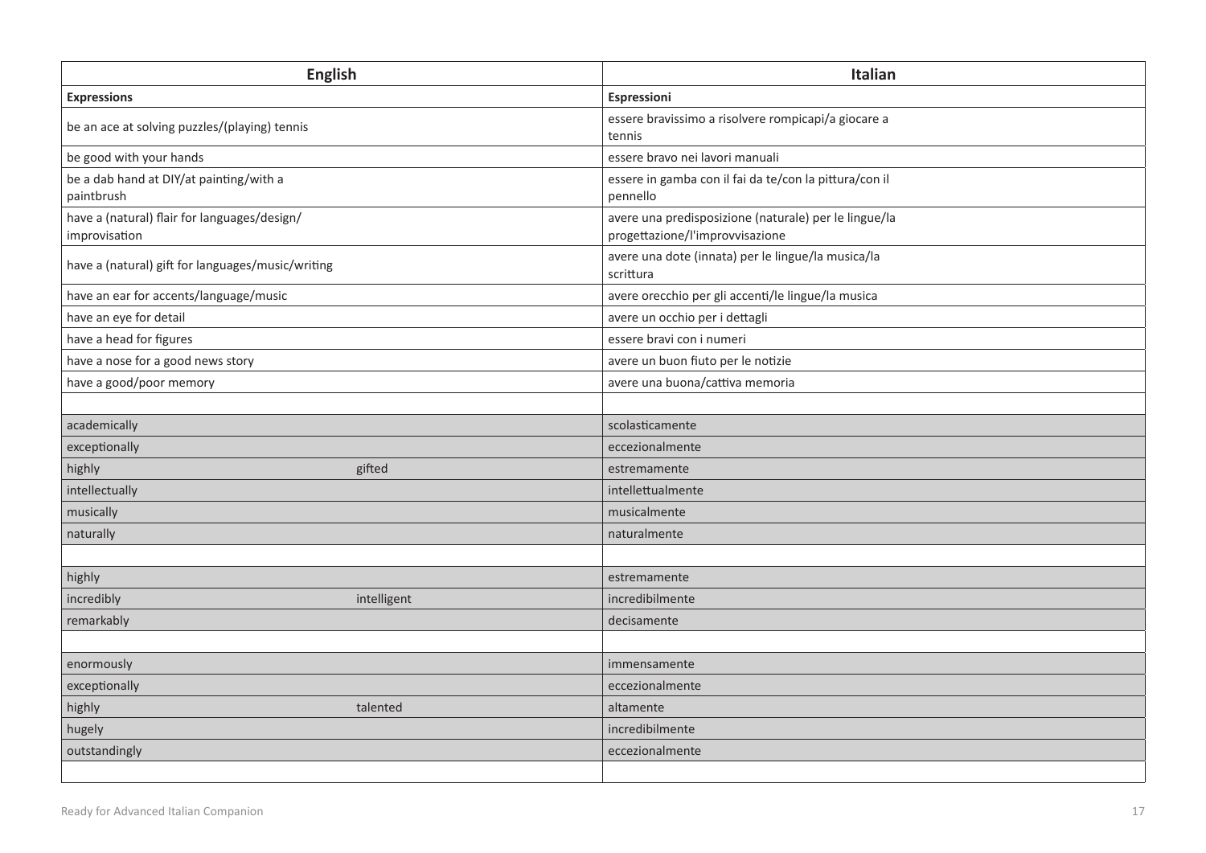| English | | Italian |
|---|---|---|
| **Expressions** | | **Espressioni** |
| be an ace at solving puzzles/(playing) tennis | | essere bravissimo a risolvere rompicapi/a giocare a tennis |
| be good with your hands | | essere bravo nei lavori manuali |
| be a dab hand at DIY/at painting/with a paintbrush | | essere in gamba con il fai da te/con la pittura/con il pennello |
| have a (natural) flair for languages/design/improvisation | | avere una predisposizione (naturale) per le lingue/la progettazione/l'improvvisazione |
| have a (natural) gift for languages/music/writing | | avere una dote (innata) per le lingue/la musica/la scrittura |
| have an ear for accents/language/music | | avere orecchio per gli accenti/le lingue/la musica |
| have an eye for detail | | avere un occhio per i dettagli |
| have a head for figures | | essere bravi con i numeri |
| have a nose for a good news story | | avere un buon fiuto per le notizie |
| have a good/poor memory | | avere una buona/cattiva memoria |
| | | |
| academically | | scolasticamente |
| exceptionally | | eccezionalmente |
| highly | gifted | estremamente |
| intellectually | | intellettualmente |
| musically | | musicalmente |
| naturally | | naturalmente |
| | | |
| highly | | estremamente |
| incredibly | intelligent | incredibilmente |
| remarkably | | decisamente |
| | | |
| enormously | | immensamente |
| exceptionally | | eccezionalmente |
| highly | talented | altamente |
| hugely | | incredibilmente |
| outstandingly | | eccezionalmente |
| | | |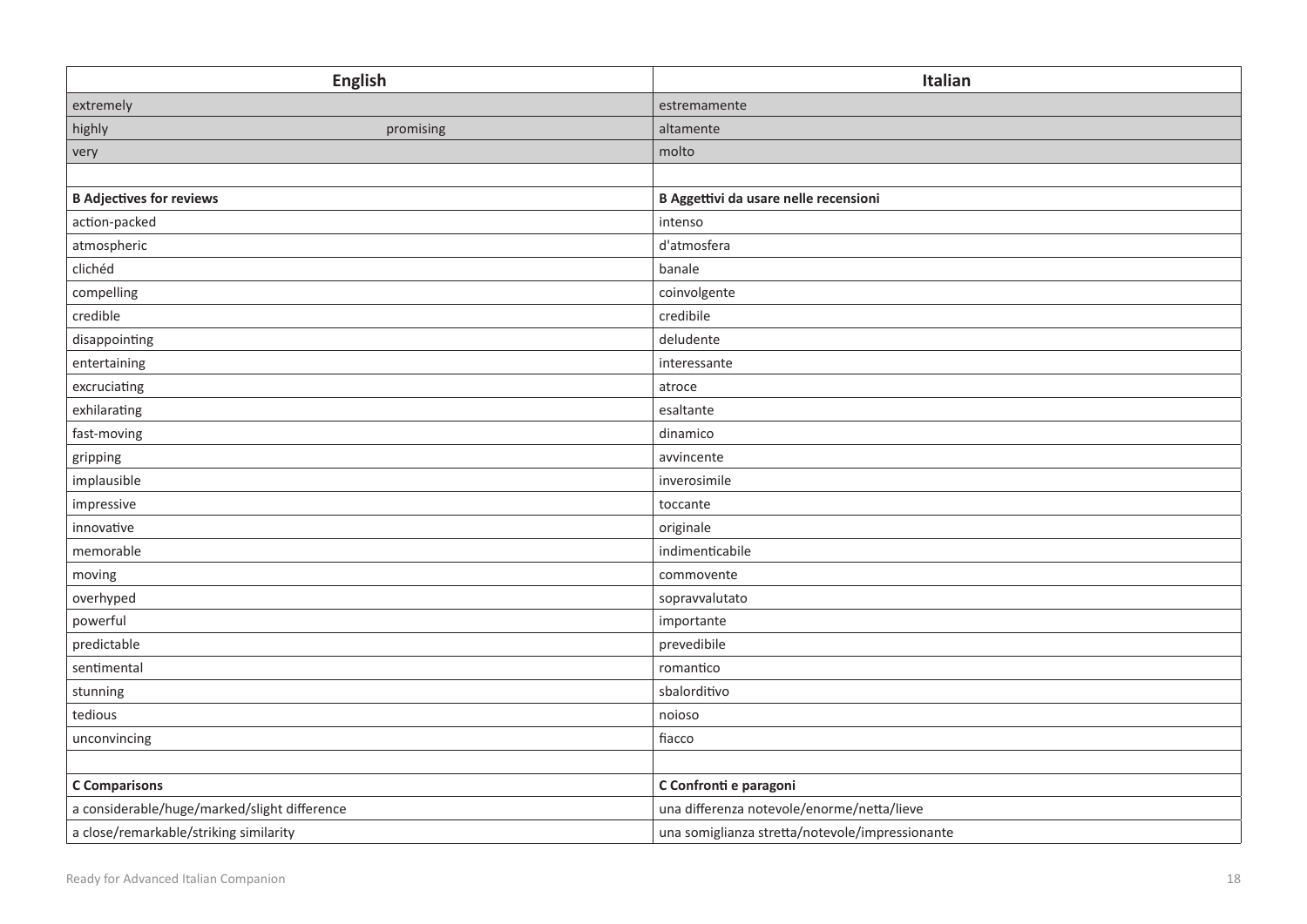| English | Italian |
|---|---|
| extremely | estremamente |
| highly promising | altamente |
| very | molto |
| | |
| **B Adjectives for reviews** | **B Aggettivi da usare nelle recensioni** |
| action-packed | intenso |
| atmospheric | d'atmosfera |
| clichéd | banale |
| compelling | coinvolgente |
| credible | credibile |
| disappointing | deludente |
| entertaining | interessante |
| excruciating | atroce |
| exhilarating | esaltante |
| fast-moving | dinamico |
| gripping | avvincente |
| implausible | inverosimile |
| impressive | toccante |
| innovative | originale |
| memorable | indimenticabile |
| moving | commovente |
| overhyped | sopravvalutato |
| powerful | importante |
| predictable | prevedibile |
| sentimental | romantico |
| stunning | sbalorditivo |
| tedious | noioso |
| unconvincing | fiacco |
| | |
| **C Comparisons** | **C Confronti e paragoni** |
| a considerable/huge/marked/slight difference | una differenza notevole/enorme/netta/lieve |
| a close/remarkable/striking similarity | una somiglianza stretta/notevole/impressionante |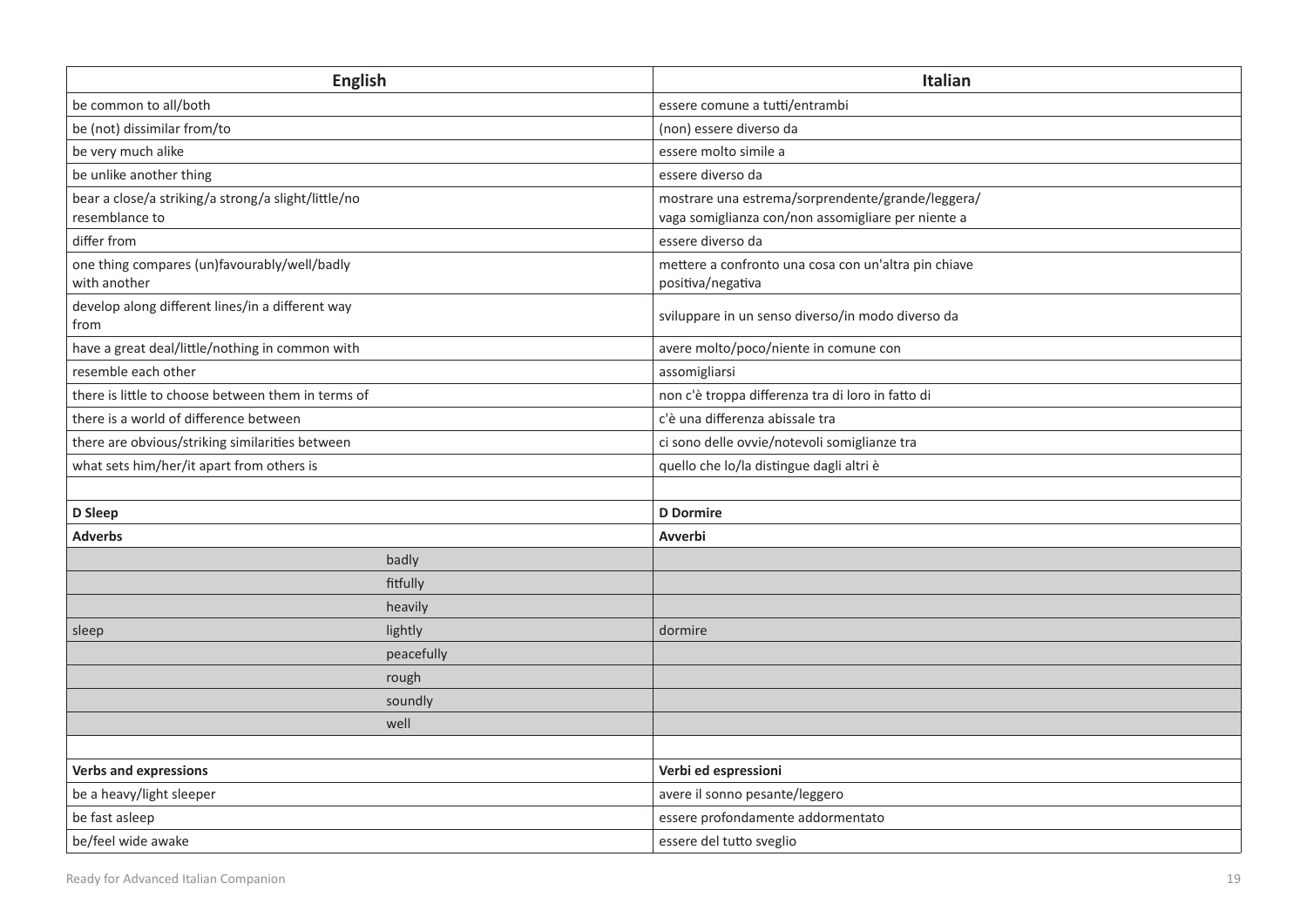| English | Italian |
|---|---|
| be common to all/both | essere comune a tutti/entrambi |
| be (not) dissimilar from/to | (non) essere diverso da |
| be very much alike | essere molto simile a |
| be unlike another thing | essere diverso da |
| bear a close/a striking/a strong/a slight/little/no resemblance to | mostrare una estrema/sorprendente/grande/leggera/ vaga somiglianza con/non assomigliare per niente a |
| differ from | essere diverso da |
| one thing compares (un)favourably/well/badly with another | mettere a confronto una cosa con un'altra pin chiave positiva/negativa |
| develop along different lines/in a different way from | sviluppare in un senso diverso/in modo diverso da |
| have a great deal/little/nothing in common with | avere molto/poco/niente in comune con |
| resemble each other | assomigliarsi |
| there is little to choose between them in terms of | non c'è troppa differenza tra di loro in fatto di |
| there is a world of difference between | c'è una differenza abissale tra |
| there are obvious/striking similarities between | ci sono delle ovvie/notevoli somiglianze tra |
| what sets him/her/it apart from others is | quello che lo/la distingue dagli altri è |
| | |
| **D Sleep** | **D Dormire** |
| **Adverbs** | **Avverbi** |
| badly | |
| fitfully | |
| heavily | |
| sleep lightly | dormire |
| peacefully | |
| rough | |
| soundly | |
| well | |
| | |
| **Verbs and expressions** | **Verbi ed espressioni** |
| be a heavy/light sleeper | avere il sonno pesante/leggero |
| be fast asleep | essere profondamente addormentato |
| be/feel wide awake | essere del tutto sveglio |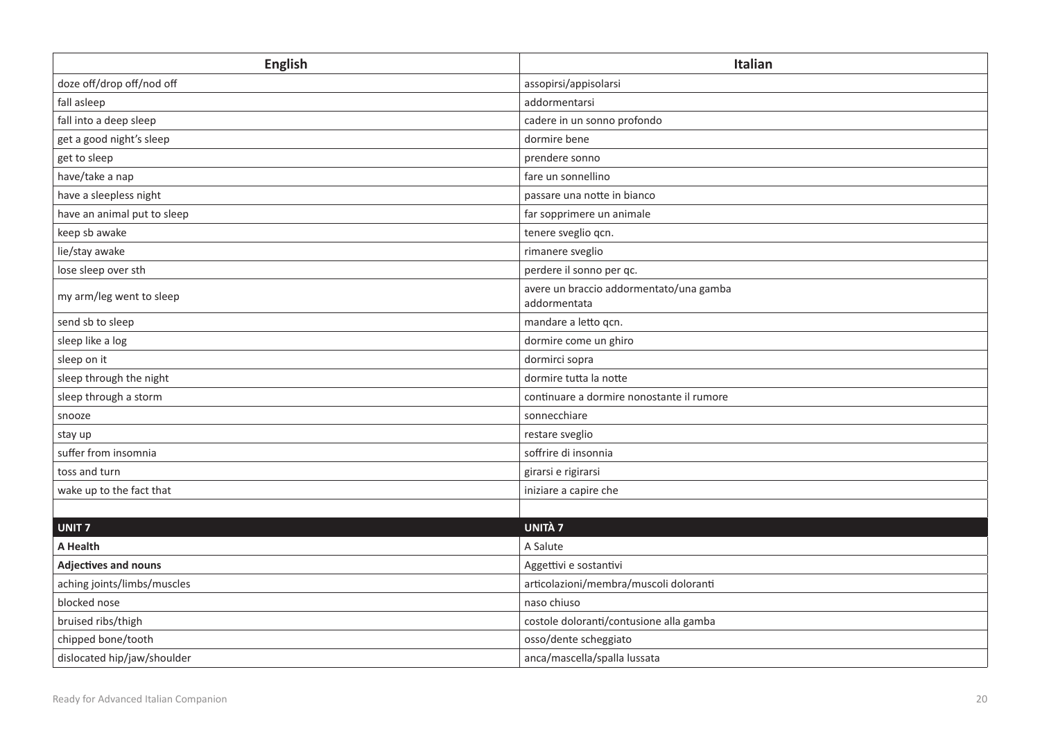| English | Italian |
|---|---|
| doze off/drop off/nod off | assopirsi/appisolarsi |
| fall asleep | addormentarsi |
| fall into a deep sleep | cadere in un sonno profondo |
| get a good night's sleep | dormire bene |
| get to sleep | prendere sonno |
| have/take a nap | fare un sonnellino |
| have a sleepless night | passare una notte in bianco |
| have an animal put to sleep | far sopprimere un animale |
| keep sb awake | tenere sveglio qcn. |
| lie/stay awake | rimanere sveglio |
| lose sleep over sth | perdere il sonno per qc. |
| my arm/leg went to sleep | avere un braccio addormentato/una gamba addormentata |
| send sb to sleep | mandare a letto qcn. |
| sleep like a log | dormire come un ghiro |
| sleep on it | dormirci sopra |
| sleep through the night | dormire tutta la notte |
| sleep through a storm | continuare a dormire nonostante il rumore |
| snooze | sonnecchiare |
| stay up | restare sveglio |
| suffer from insomnia | soffrire di insonnia |
| toss and turn | girarsi e rigirarsi |
| wake up to the fact that | iniziare a capire che |
| | |
| **UNIT 7** | **UNITÀ 7** |
| **A Health** | A Salute |
| **Adjectives and nouns** | Aggettivi e sostantivi |
| aching joints/limbs/muscles | articolazioni/membra/muscoli doloranti |
| blocked nose | naso chiuso |
| bruised ribs/thigh | costole doloranti/contusione alla gamba |
| chipped bone/tooth | osso/dente scheggiato |
| dislocated hip/jaw/shoulder | anca/mascella/spalla lussata |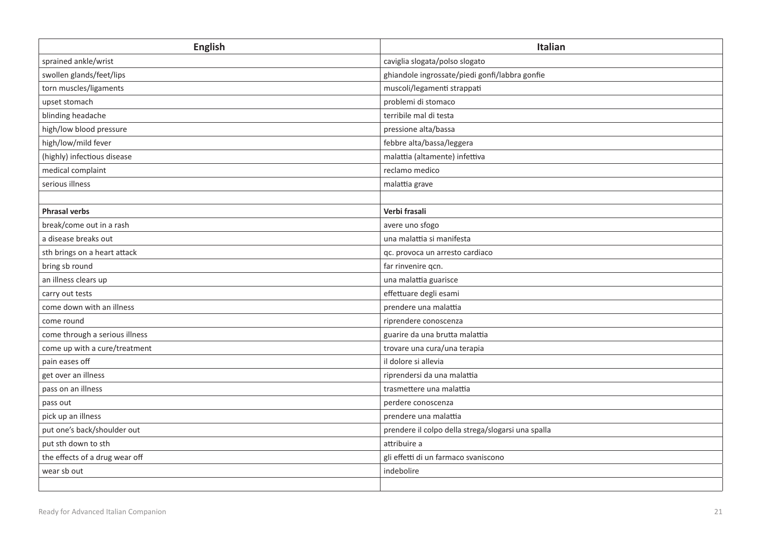| English | Italian |
| --- | --- |
| sprained ankle/wrist | caviglia slogata/polso slogato |
| swollen glands/feet/lips | ghiandole ingrossate/piedi gonfi/labbra gonfie |
| torn muscles/ligaments | muscoli/legamenti strappati |
| upset stomach | problemi di stomaco |
| blinding headache | terribile mal di testa |
| high/low blood pressure | pressione alta/bassa |
| high/low/mild fever | febbre alta/bassa/leggera |
| (highly) infectious disease | malattia (altamente) infettiva |
| medical complaint | reclamo medico |
| serious illness | malattia grave |
| | |
| **Phrasal verbs** | **Verbi frasali** |
| break/come out in a rash | avere uno sfogo |
| a disease breaks out | una malattia si manifesta |
| sth brings on a heart attack | qc. provoca un arresto cardiaco |
| bring sb round | far rinvenire qcn. |
| an illness clears up | una malattia guarisce |
| carry out tests | effettuare degli esami |
| come down with an illness | prendere una malattia |
| come round | riprendere conoscenza |
| come through a serious illness | guarire da una brutta malattia |
| come up with a cure/treatment | trovare una cura/una terapia |
| pain eases off | il dolore si allevia |
| get over an illness | riprendersi da una malattia |
| pass on an illness | trasmettere una malattia |
| pass out | perdere conoscenza |
| pick up an illness | prendere una malattia |
| put one's back/shoulder out | prendere il colpo della strega/slogarsi una spalla |
| put sth down to sth | attribuire a |
| the effects of a drug wear off | gli effetti di un farmaco svaniscono |
| wear sb out | indebolire |
| | |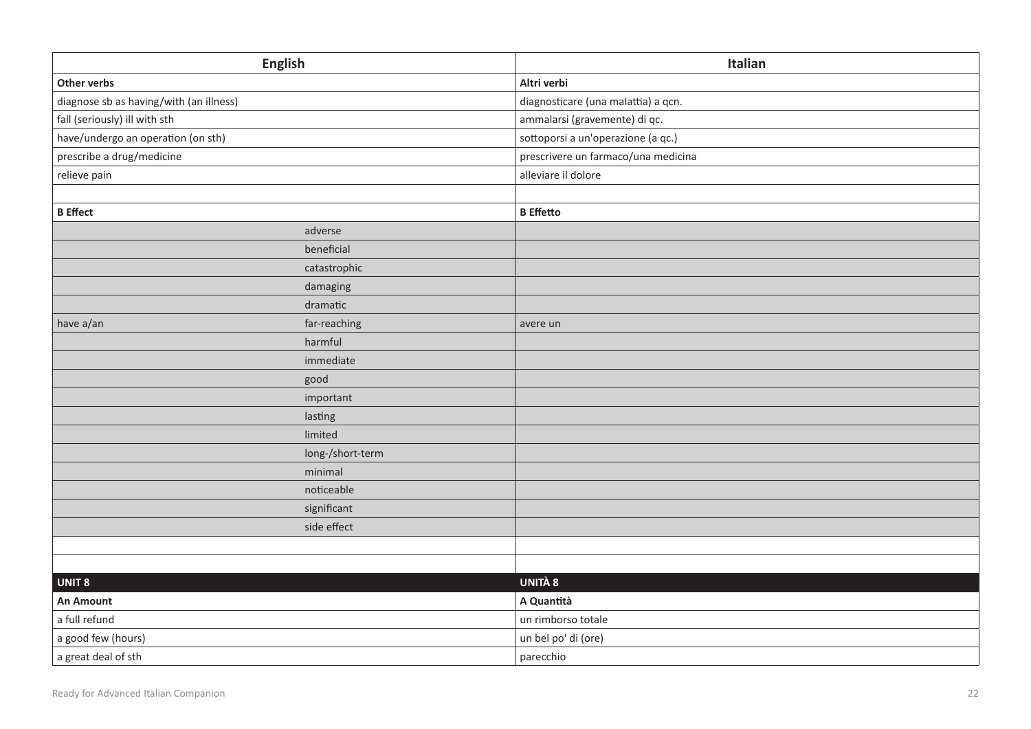| English | | Italian |
|---|---|---|
| **Other verbs** | | **Altri verbi** |
| diagnose sb as having/with (an illness) | | diagnosticare (una malattia) a qcn. |
| fall (seriously) ill with sth | | ammalarsi (gravemente) di qc. |
| have/undergo an operation (on sth) | | sottoporsi a un'operazione (a qc.) |
| prescribe a drug/medicine | | prescrivere un farmaco/una medicina |
| relieve pain | | alleviare il dolore |
| | | |
| **B Effect** | | **B Effetto** |
| | adverse | |
| | beneficial | |
| | catastrophic | |
| | damaging | |
| | dramatic | |
| have a/an | far-reaching | avere un |
| | harmful | |
| | immediate | |
| | good | |
| | important | |
| | lasting | |
| | limited | |
| | long-/short-term | |
| | minimal | |
| | noticeable | |
| | significant | |
| | side effect | |
| | | |
| | | |
| **UNIT 8** | | **UNITÀ 8** |
| **An Amount** | | **A Quantità** |
| a full refund | | un rimborso totale |
| a good few (hours) | | un bel po' di (ore) |
| a great deal of sth | | parecchio |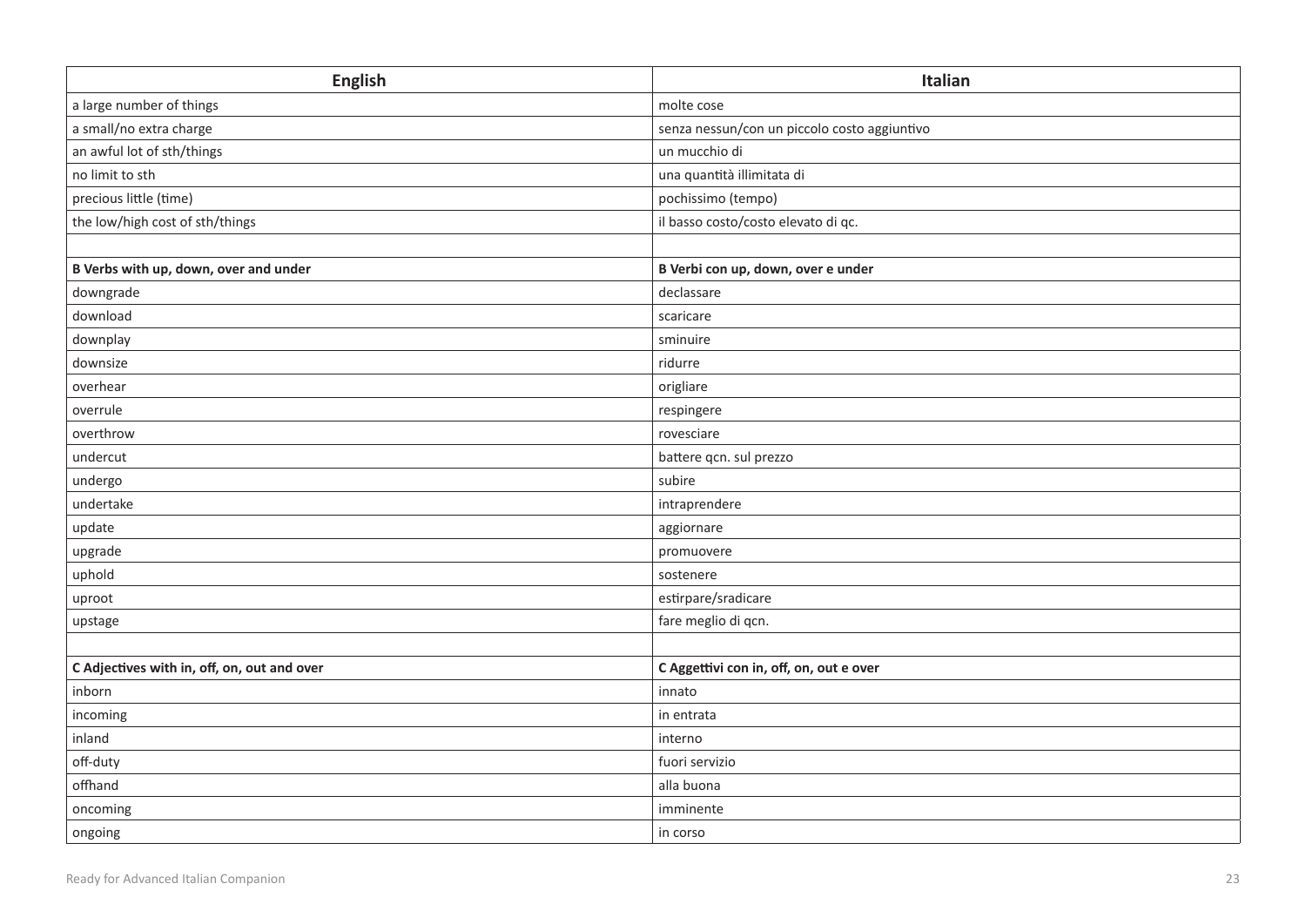| English | Italian |
|---|---|
| a large number of things | molte cose |
| a small/no extra charge | senza nessun/con un piccolo costo aggiuntivo |
| an awful lot of sth/things | un mucchio di |
| no limit to sth | una quantità illimitata di |
| precious little (time) | pochissimo (tempo) |
| the low/high cost of sth/things | il basso costo/costo elevato di qc. |
| | |
| **B Verbs with up, down, over and under** | **B Verbi con up, down, over e under** |
| downgrade | declassare |
| download | scaricare |
| downplay | sminuire |
| downsize | ridurre |
| overhear | origliare |
| overrule | respingere |
| overthrow | rovesciare |
| undercut | battere qcn. sul prezzo |
| undergo | subire |
| undertake | intraprendere |
| update | aggiornare |
| upgrade | promuovere |
| uphold | sostenere |
| uproot | estirpare/sradicare |
| upstage | fare meglio di qcn. |
| | |
| **C Adjectives with in, off, on, out and over** | **C Aggettivi con in, off, on, out e over** |
| inborn | innato |
| incoming | in entrata |
| inland | interno |
| off-duty | fuori servizio |
| offhand | alla buona |
| oncoming | imminente |
| ongoing | in corso |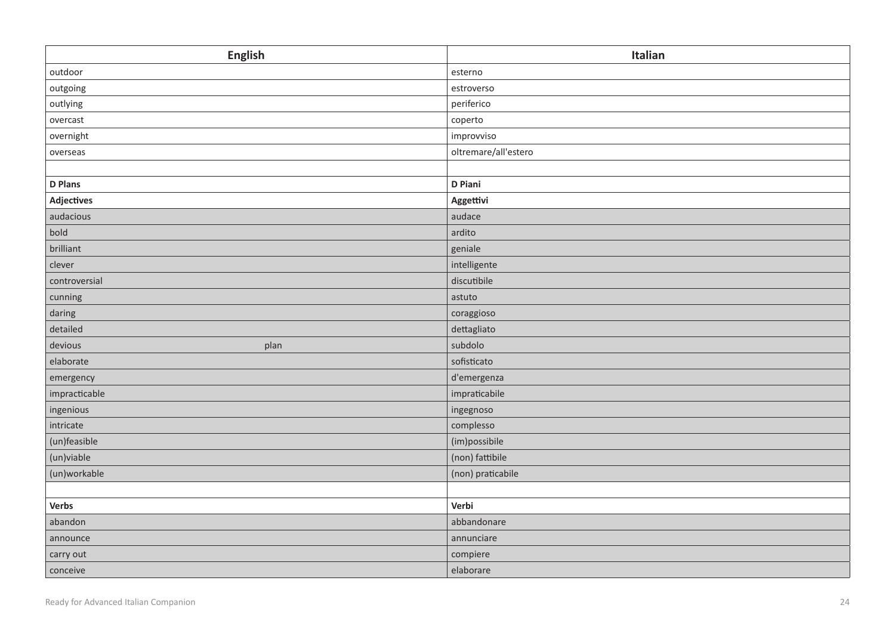| English | Italian |
|---|---|
| outdoor | esterno |
| outgoing | estroverso |
| outlying | periferico |
| overcast | coperto |
| overnight | improvviso |
| overseas | oltremare/all'estero |
| | |
| **D Plans** | **D Piani** |
| **Adjectives** | **Aggettivi** |
| audacious | audace |
| bold | ardito |
| brilliant | geniale |
| clever | intelligente |
| controversial | discutibile |
| cunning | astuto |
| daring | coraggioso |
| detailed | dettagliato |
| devious plan | subdolo |
| elaborate | sofisticato |
| emergency | d'emergenza |
| impracticable | impraticabile |
| ingenious | ingegnoso |
| intricate | complesso |
| (un)feasible | (im)possibile |
| (un)viable | (non) fattibile |
| (un)workable | (non) praticabile |
| | |
| **Verbs** | **Verbi** |
| abandon | abbandonare |
| announce | annunciare |
| carry out | compiere |
| conceive | elaborare |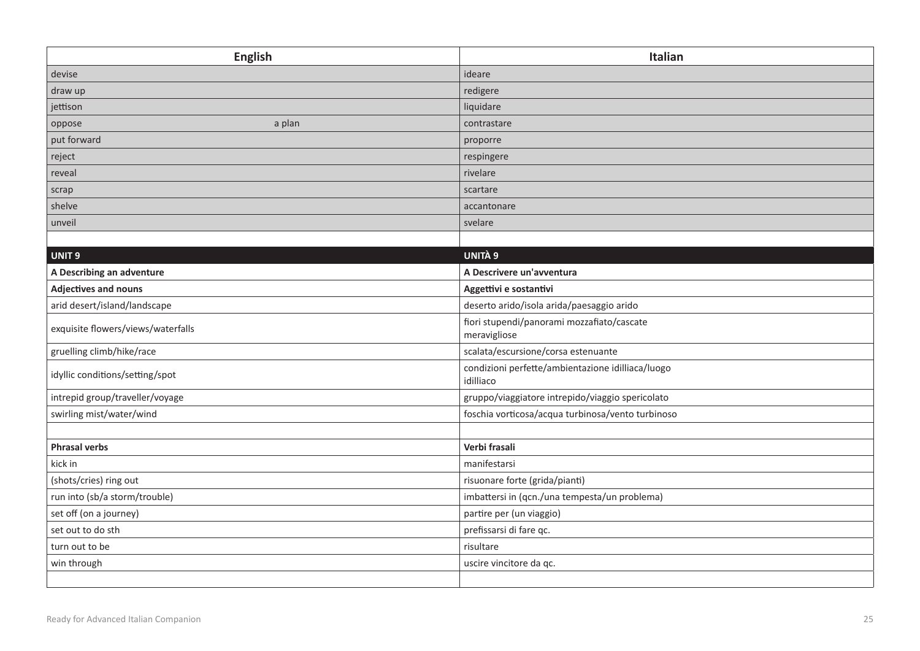| English | | Italian |
|---|---|---|
| devise | | ideare |
| draw up | | redigere |
| jettison | | liquidare |
| oppose | a plan | contrastare |
| put forward | | proporre |
| reject | | respingere |
| reveal | | rivelare |
| scrap | | scartare |
| shelve | | accantonare |
| unveil | | svelare |
| | | |
| **UNIT 9** | | **UNITÀ 9** |
| **A Describing an adventure** | | **A Descrivere un'avventura** |
| **Adjectives and nouns** | | **Aggettivi e sostantivi** |
| arid desert/island/landscape | | deserto arido/isola arida/paesaggio arido |
| exquisite flowers/views/waterfalls | | fiori stupendi/panorami mozzafiato/cascate meravigliose |
| gruelling climb/hike/race | | scalata/escursione/corsa estenuante |
| idyllic conditions/setting/spot | | condizioni perfette/ambientazione idilliaca/luogo idilliaco |
| intrepid group/traveller/voyage | | gruppo/viaggiatore intrepido/viaggio spericolato |
| swirling mist/water/wind | | foschia vorticosa/acqua turbinosa/vento turbinoso |
| | | |
| **Phrasal verbs** | | **Verbi frasali** |
| kick in | | manifestarsi |
| (shots/cries) ring out | | risuonare forte (grida/pianti) |
| run into (sb/a storm/trouble) | | imbattersi in (qcn./una tempesta/un problema) |
| set off (on a journey) | | partire per (un viaggio) |
| set out to do sth | | prefissarsi di fare qc. |
| turn out to be | | risultare |
| win through | | uscire vincitore da qc. |
| | | |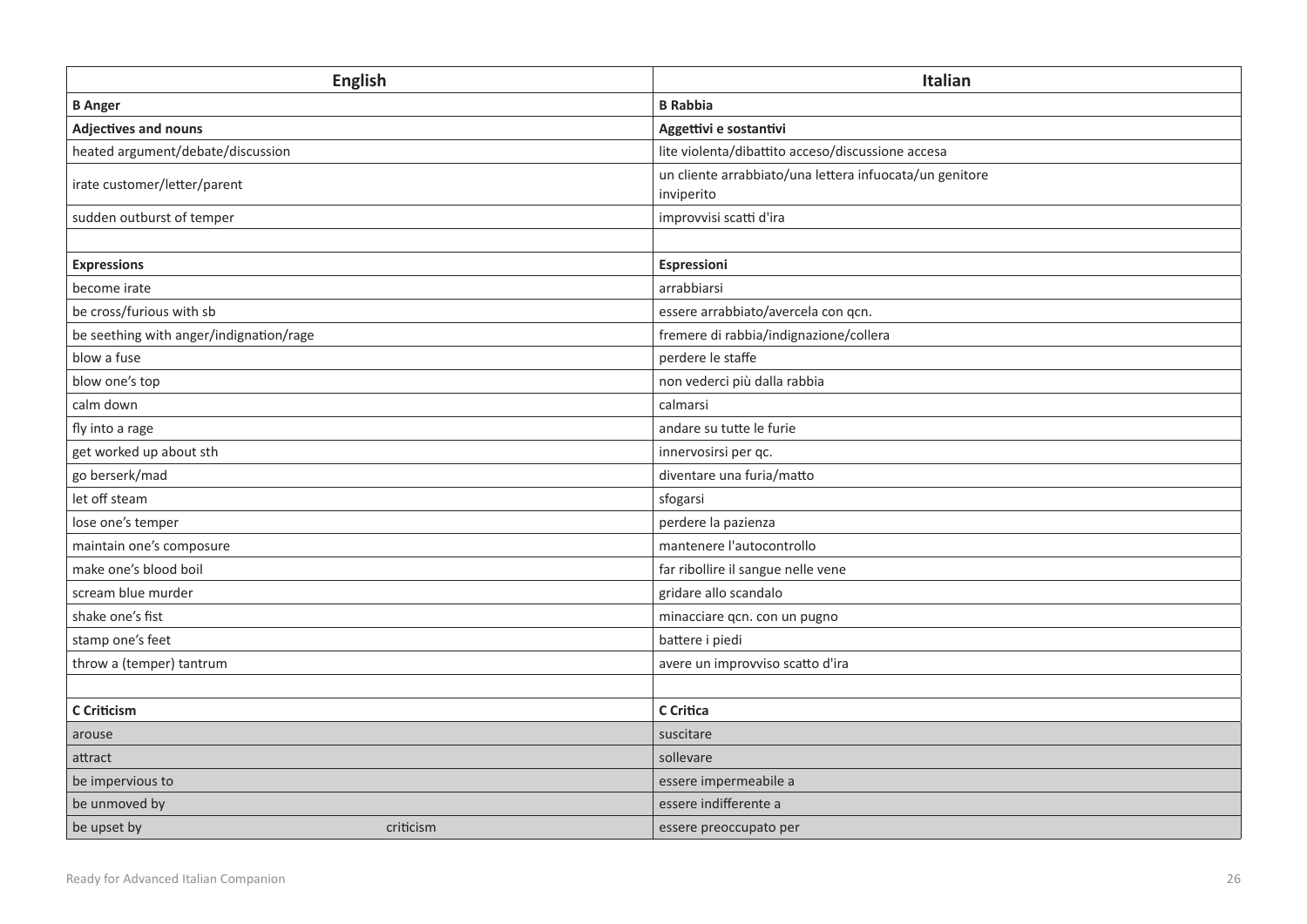| English | Italian |
| --- | --- |
| **B Anger** | **B Rabbia** |
| **Adjectives and nouns** | **Aggettivi e sostantivi** |
| heated argument/debate/discussion | lite violenta/dibattito acceso/discussione accesa |
| irate customer/letter/parent | un cliente arrabbiato/una lettera infuocata/un genitore inviperito |
| sudden outburst of temper | improvvisi scatti d'ira |
| | |
| **Expressions** | **Espressioni** |
| become irate | arrabbiarsi |
| be cross/furious with sb | essere arrabbiato/avercela con qcn. |
| be seething with anger/indignation/rage | fremere di rabbia/indignazione/collera |
| blow a fuse | perdere le staffe |
| blow one's top | non vederci più dalla rabbia |
| calm down | calmarsi |
| fly into a rage | andare su tutte le furie |
| get worked up about sth | innervosirsi per qc. |
| go berserk/mad | diventare una furia/matto |
| let off steam | sfogarsi |
| lose one's temper | perdere la pazienza |
| maintain one's composure | mantenere l'autocontrollo |
| make one's blood boil | far ribollire il sangue nelle vene |
| scream blue murder | gridare allo scandalo |
| shake one's fist | minacciare qcn. con un pugno |
| stamp one's feet | battere i piedi |
| throw a (temper) tantrum | avere un improvviso scatto d'ira |
| | |
| **C Criticism** | **C Critica** |
| arouse | suscitare |
| attract | sollevare |
| be impervious to | essere impermeabile a |
| be unmoved by | essere indifferente a |
| be upset by criticism | essere preoccupato per |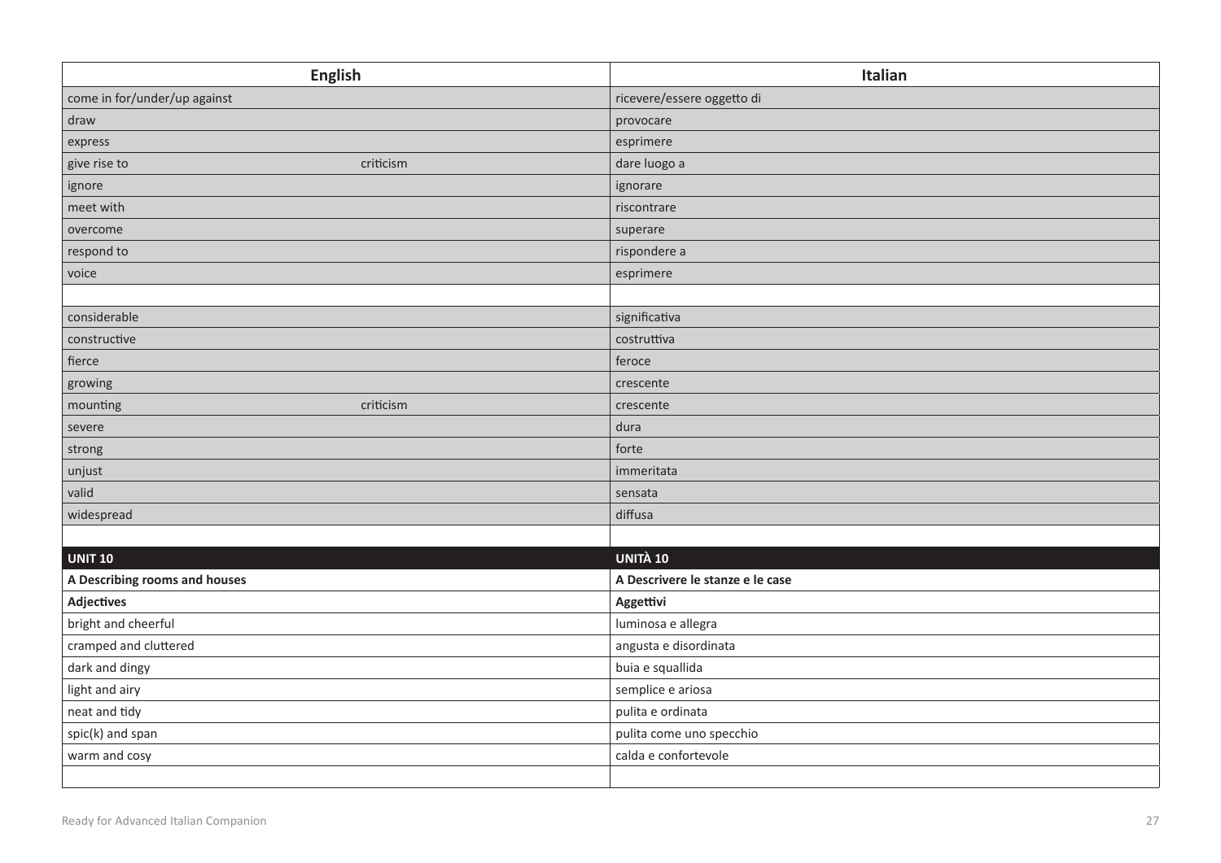| English | | Italian |
|---|---|---|
| come in for/under/up against | | ricevere/essere oggetto di |
| draw | | provocare |
| express | | esprimere |
| give rise to | criticism | dare luogo a |
| ignore | | ignorare |
| meet with | | riscontrare |
| overcome | | superare |
| respond to | | rispondere a |
| voice | | esprimere |
| | | |
| considerable | | significativa |
| constructive | | costruttiva |
| fierce | | feroce |
| growing | | crescente |
| mounting | criticism | crescente |
| severe | | dura |
| strong | | forte |
| unjust | | immeritata |
| valid | | sensata |
| widespread | | diffusa |
| | | |
| **UNIT 10** | | **UNITÀ 10** |
| **A Describing rooms and houses** | | **A Descrivere le stanze e le case** |
| **Adjectives** | | **Aggettivi** |
| bright and cheerful | | luminosa e allegra |
| cramped and cluttered | | angusta e disordinata |
| dark and dingy | | buia e squallida |
| light and airy | | semplice e ariosa |
| neat and tidy | | pulita e ordinata |
| spic(k) and span | | pulita come uno specchio |
| warm and cosy | | calda e confortevole |
| | | |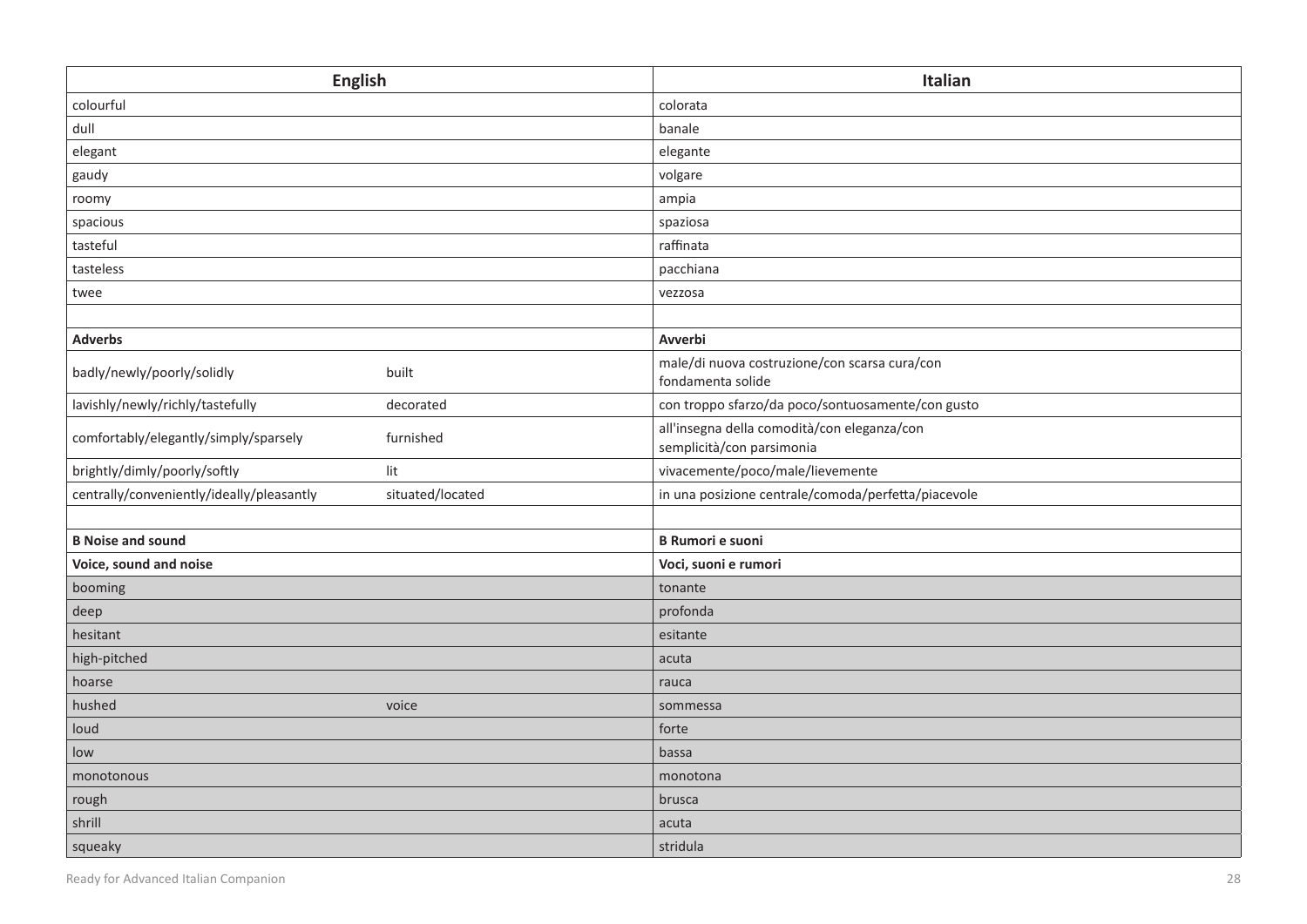| English | | Italian |
|---|---|---|
| colourful | | colorata |
| dull | | banale |
| elegant | | elegante |
| gaudy | | volgare |
| roomy | | ampia |
| spacious | | spaziosa |
| tasteful | | raffinata |
| tasteless | | pacchiana |
| twee | | vezzosa |
| | | |
| **Adverbs** | | **Avverbi** |
| badly/newly/poorly/solidly | built | male/di nuova costruzione/con scarsa cura/con fondamenta solide |
| lavishly/newly/richly/tastefully | decorated | con troppo sfarzo/da poco/sontuosamente/con gusto |
| comfortably/elegantly/simply/sparsely | furnished | all'insegna della comodità/con eleganza/con semplicità/con parsimonia |
| brightly/dimly/poorly/softly | lit | vivacemente/poco/male/lievemente |
| centrally/conveniently/ideally/pleasantly | situated/located | in una posizione centrale/comoda/perfetta/piacevole |
| | | |
| **B Noise and sound** | | **B Rumori e suoni** |
| **Voice, sound and noise** | | **Voci, suoni e rumori** |
| booming | | tonante |
| deep | | profonda |
| hesitant | | esitante |
| high-pitched | | acuta |
| hoarse | | rauca |
| hushed | voice | sommessa |
| loud | | forte |
| low | | bassa |
| monotonous | | monotona |
| rough | | brusca |
| shrill | | acuta |
| squeaky | | stridula |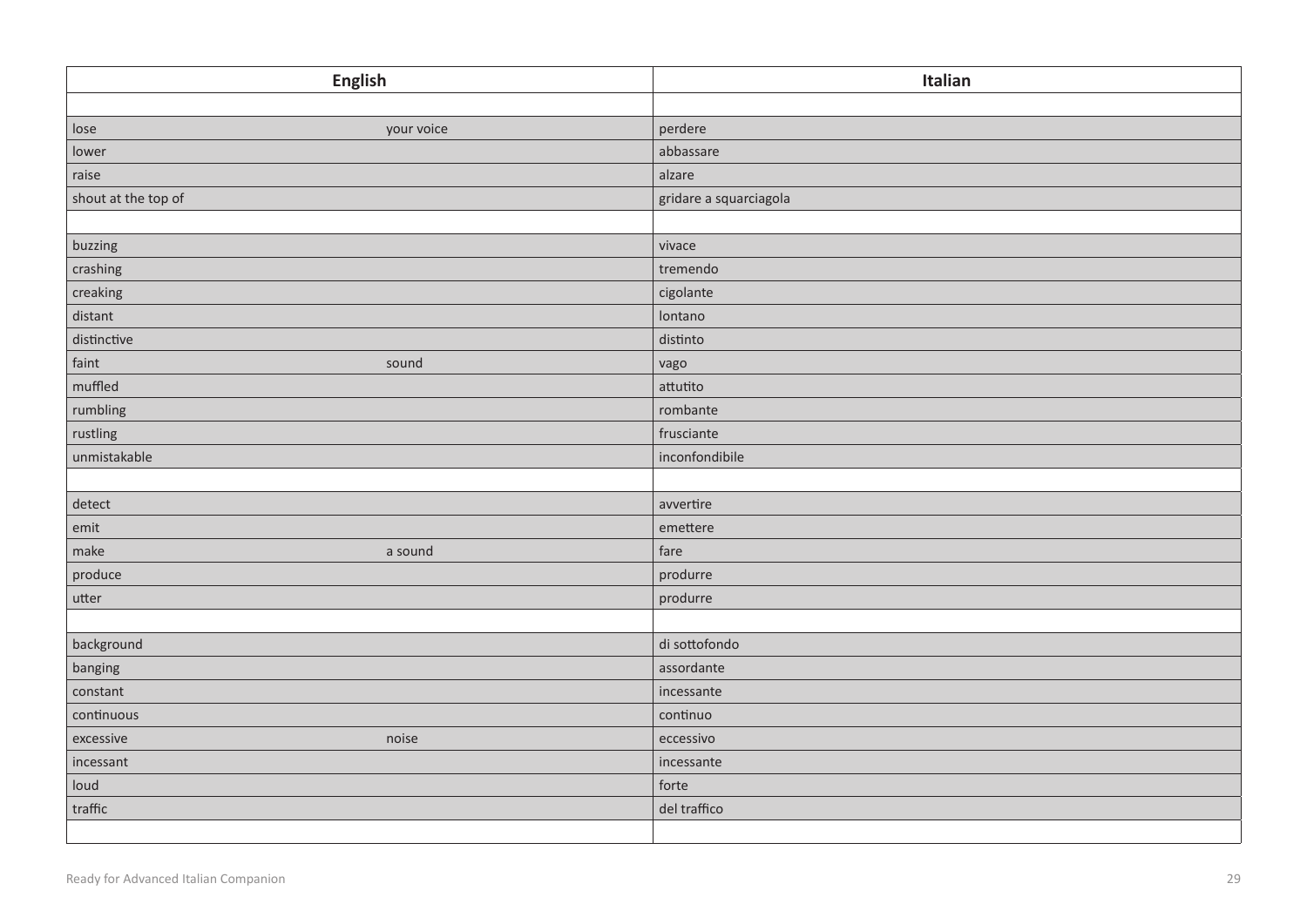| English | | Italian |
|---|---|---|
| | | |
| lose | your voice | perdere |
| lower | | abbassare |
| raise | | alzare |
| shout at the top of | | gridare a squarciagola |
| | | |
| buzzing | | vivace |
| crashing | | tremendo |
| creaking | | cigolante |
| distant | | lontano |
| distinctive | | distinto |
| faint | sound | vago |
| muffled | | attutito |
| rumbling | | rombante |
| rustling | | frusciante |
| unmistakable | | inconfondibile |
| | | |
| detect | | avvertire |
| emit | | emettere |
| make | a sound | fare |
| produce | | produrre |
| utter | | produrre |
| | | |
| background | | di sottofondo |
| banging | | assordante |
| constant | | incessante |
| continuous | | continuo |
| excessive | noise | eccessivo |
| incessant | | incessante |
| loud | | forte |
| traffic | | del traffico |
| | | |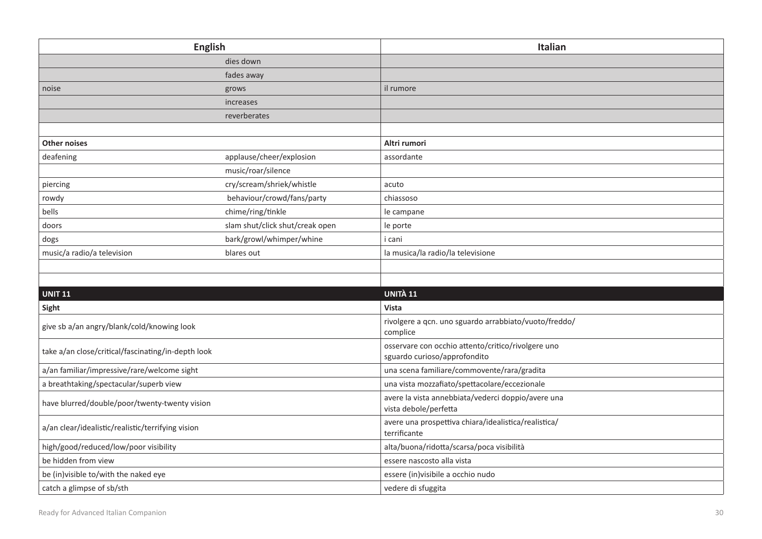| English | | Italian |
|---|---|---|
| | dies down | |
| | fades away | |
| noise | grows | il rumore |
| | increases | |
| | reverberates | |
| | | |
| **Other noises** | | **Altri rumori** |
| deafening | applause/cheer/explosion | assordante |
| | music/roar/silence | |
| piercing | cry/scream/shriek/whistle | acuto |
| rowdy | behaviour/crowd/fans/party | chiassoso |
| bells | chime/ring/tinkle | le campane |
| doors | slam shut/click shut/creak open | le porte |
| dogs | bark/growl/whimper/whine | i cani |
| music/a radio/a television | blares out | la musica/la radio/la televisione |
| | | |
| | | |
| **UNIT 11** | | **UNITÀ 11** |
| **Sight** | | **Vista** |
| give sb a/an angry/blank/cold/knowing look | | rivolgere a qcn. uno sguardo arrabbiato/vuoto/freddo/complice |
| take a/an close/critical/fascinating/in-depth look | | osservare con occhio attento/critico/rivolgere uno sguardo curioso/approfondito |
| a/an familiar/impressive/rare/welcome sight | | una scena familiare/commovente/rara/gradita |
| a breathtaking/spectacular/superb view | | una vista mozzafiato/spettacolare/eccezionale |
| have blurred/double/poor/twenty-twenty vision | | avere la vista annebbiata/vederci doppio/avere una vista debole/perfetta |
| a/an clear/idealistic/realistic/terrifying vision | | avere una prospettiva chiara/idealistica/realistica/terrificante |
| high/good/reduced/low/poor visibility | | alta/buona/ridotta/scarsa/poca visibilità |
| be hidden from view | | essere nascosto alla vista |
| be (in)visible to/with the naked eye | | essere (in)visibile a occhio nudo |
| catch a glimpse of sb/sth | | vedere di sfuggita |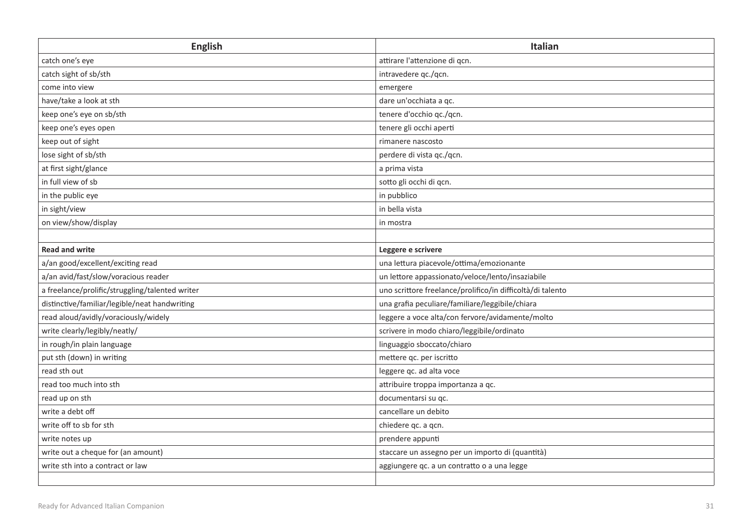| English | Italian |
| --- | --- |
| catch one's eye | attirare l'attenzione di qcn. |
| catch sight of sb/sth | intravedere qc./qcn. |
| come into view | emergere |
| have/take a look at sth | dare un'occhiata a qc. |
| keep one's eye on sb/sth | tenere d'occhio qc./qcn. |
| keep one's eyes open | tenere gli occhi aperti |
| keep out of sight | rimanere nascosto |
| lose sight of sb/sth | perdere di vista qc./qcn. |
| at first sight/glance | a prima vista |
| in full view of sb | sotto gli occhi di qcn. |
| in the public eye | in pubblico |
| in sight/view | in bella vista |
| on view/show/display | in mostra |
| | |
| **Read and write** | **Leggere e scrivere** |
| a/an good/excellent/exciting read | una lettura piacevole/ottima/emozionante |
| a/an avid/fast/slow/voracious reader | un lettore appassionato/veloce/lento/insaziabile |
| a freelance/prolific/struggling/talented writer | uno scrittore freelance/prolifico/in difficoltà/di talento |
| distinctive/familiar/legible/neat handwriting | una grafia peculiare/familiare/leggibile/chiara |
| read aloud/avidly/voraciously/widely | leggere a voce alta/con fervore/avidamente/molto |
| write clearly/legibly/neatly/ | scrivere in modo chiaro/leggibile/ordinato |
| in rough/in plain language | linguaggio sboccato/chiaro |
| put sth (down) in writing | mettere qc. per iscritto |
| read sth out | leggere qc. ad alta voce |
| read too much into sth | attribuire troppa importanza a qc. |
| read up on sth | documentarsi su qc. |
| write a debt off | cancellare un debito |
| write off to sb for sth | chiedere qc. a qcn. |
| write notes up | prendere appunti |
| write out a cheque for (an amount) | staccare un assegno per un importo di (quantità) |
| write sth into a contract or law | aggiungere qc. a un contratto o a una legge |
| | |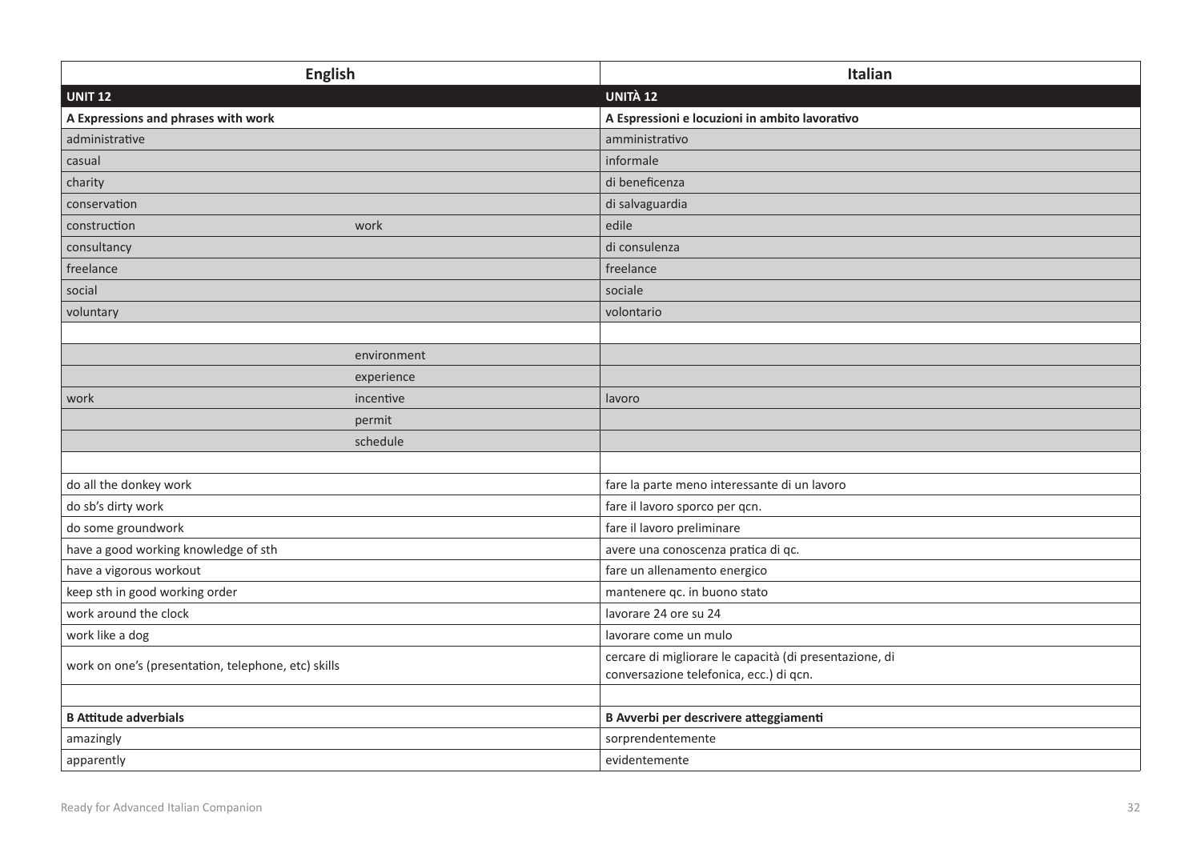| English | | Italian |
|---|---|---|
| **UNIT 12** | | **UNITÀ 12** |
| **A Expressions and phrases with work** | | **A Espressioni e locuzioni in ambito lavorativo** |
| administrative | | amministrativo |
| casual | | informale |
| charity | | di beneficenza |
| conservation | | di salvaguardia |
| construction | work | edile |
| consultancy | | di consulenza |
| freelance | | freelance |
| social | | sociale |
| voluntary | | volontario |
| | | |
| | environment | |
| | experience | |
| work | incentive | lavoro |
| | permit | |
| | schedule | |
| | | |
| do all the donkey work | | fare la parte meno interessante di un lavoro |
| do sb's dirty work | | fare il lavoro sporco per qcn. |
| do some groundwork | | fare il lavoro preliminare |
| have a good working knowledge of sth | | avere una conoscenza pratica di qc. |
| have a vigorous workout | | fare un allenamento energico |
| keep sth in good working order | | mantenere qc. in buono stato |
| work around the clock | | lavorare 24 ore su 24 |
| work like a dog | | lavorare come un mulo |
| work on one's (presentation, telephone, etc) skills | | cercare di migliorare le capacità (di presentazione, di conversazione telefonica, ecc.) di qcn. |
| | | |
| **B Attitude adverbials** | | **B Avverbi per descrivere atteggiamenti** |
| amazingly | | sorprendentemente |
| apparently | | evidentemente |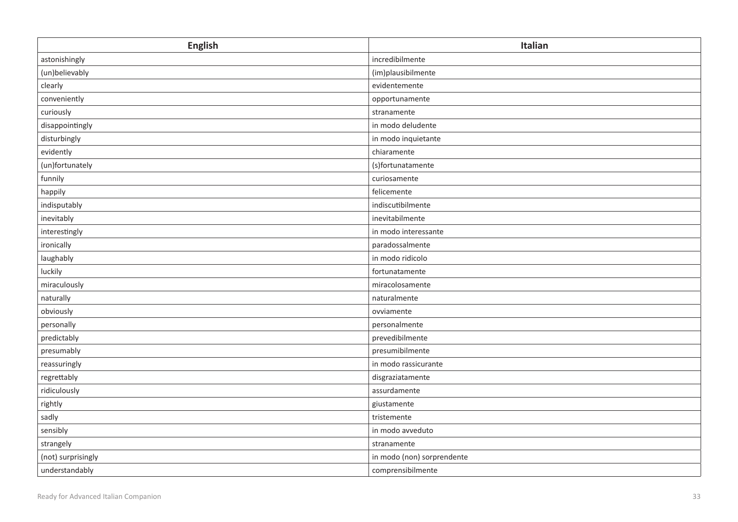| English | Italian |
|---|---|
| astonishingly | incredibilmente |
| (un)believably | (im)plausibilmente |
| clearly | evidentemente |
| conveniently | opportunamente |
| curiously | stranamente |
| disappointingly | in modo deludente |
| disturbingly | in modo inquietante |
| evidently | chiaramente |
| (un)fortunately | (s)fortunatamente |
| funnily | curiosamente |
| happily | felicemente |
| indisputably | indiscutibilmente |
| inevitably | inevitabilmente |
| interestingly | in modo interessante |
| ironically | paradossalmente |
| laughably | in modo ridicolo |
| luckily | fortunatamente |
| miraculously | miracolosamente |
| naturally | naturalmente |
| obviously | ovviamente |
| personally | personalmente |
| predictably | prevedibilmente |
| presumably | presumibilmente |
| reassuringly | in modo rassicurante |
| regrettably | disgraziatamente |
| ridiculously | assurdamente |
| rightly | giustamente |
| sadly | tristemente |
| sensibly | in modo avveduto |
| strangely | stranamente |
| (not) surprisingly | in modo (non) sorprendente |
| understandably | comprensibilmente |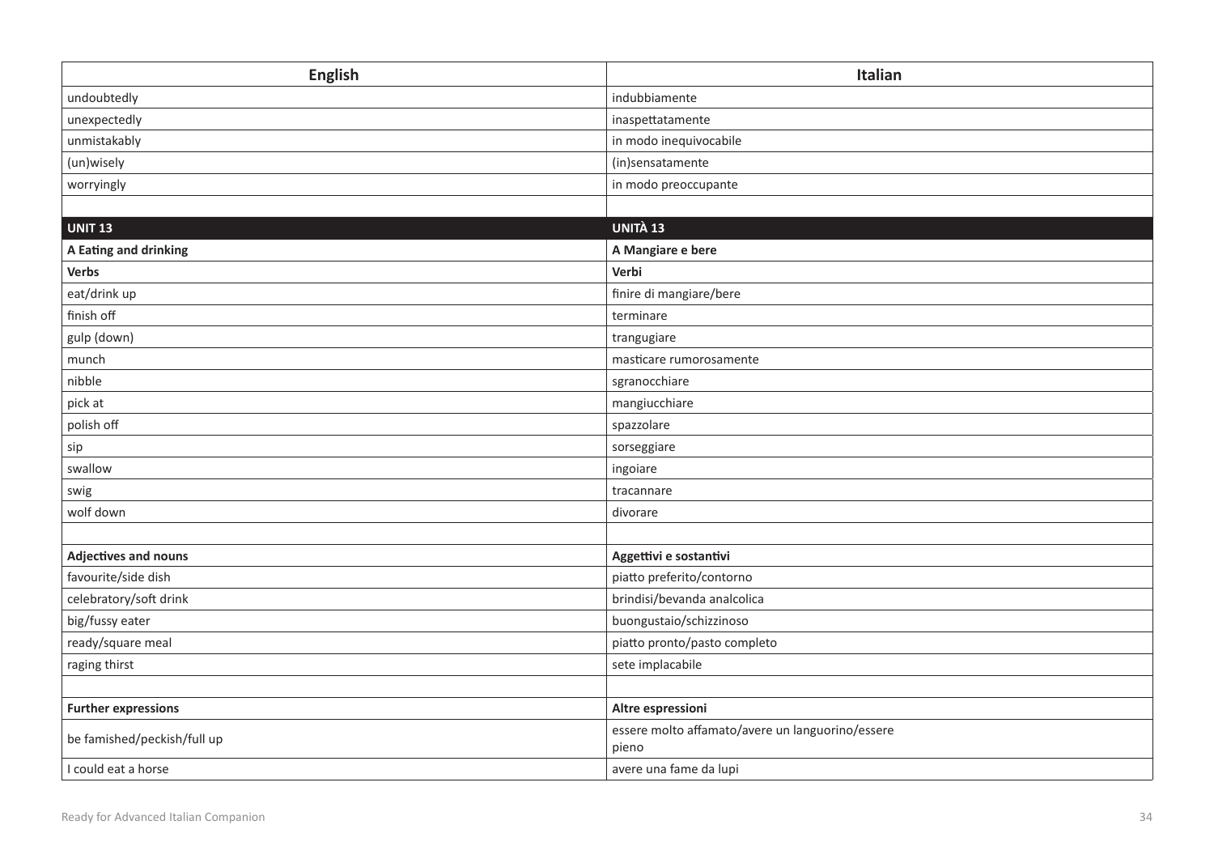| English | Italian |
|---|---|
| undoubtedly | indubbiamente |
| unexpectedly | inaspettatamente |
| unmistakably | in modo inequivocabile |
| (un)wisely | (in)sensatamente |
| worryingly | in modo preoccupante |
| | |
| **UNIT 13** | **UNITÀ 13** |
| **A Eating and drinking** | **A Mangiare e bere** |
| **Verbs** | **Verbi** |
| eat/drink up | finire di mangiare/bere |
| finish off | terminare |
| gulp (down) | trangugiare |
| munch | masticare rumorosamente |
| nibble | sgranocchiare |
| pick at | mangiucchiare |
| polish off | spazzolare |
| sip | sorseggiare |
| swallow | ingoiare |
| swig | tracannare |
| wolf down | divorare |
| | |
| **Adjectives and nouns** | **Aggettivi e sostantivi** |
| favourite/side dish | piatto preferito/contorno |
| celebratory/soft drink | brindisi/bevanda analcolica |
| big/fussy eater | buongustaio/schizzinoso |
| ready/square meal | piatto pronto/pasto completo |
| raging thirst | sete implacabile |
| | |
| **Further expressions** | **Altre espressioni** |
| be famished/peckish/full up | essere molto affamato/avere un languorino/essere pieno |
| I could eat a horse | avere una fame da lupi |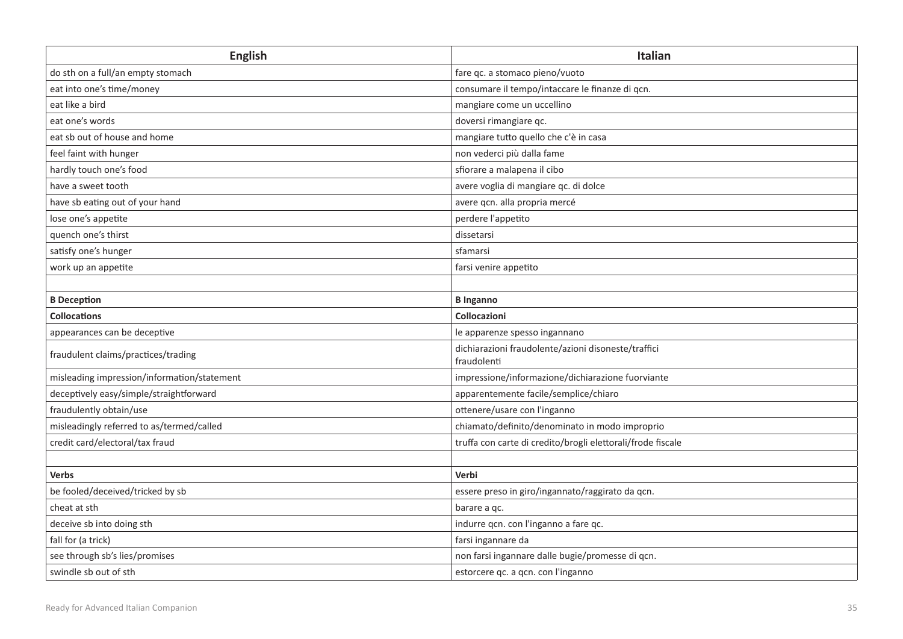| English | Italian |
|---|---|
| do sth on a full/an empty stomach | fare qc. a stomaco pieno/vuoto |
| eat into one's time/money | consumare il tempo/intaccare le finanze di qcn. |
| eat like a bird | mangiare come un uccellino |
| eat one's words | doversi rimangiare qc. |
| eat sb out of house and home | mangiare tutto quello che c'è in casa |
| feel faint with hunger | non vederci più dalla fame |
| hardly touch one's food | sfiorare a malapena il cibo |
| have a sweet tooth | avere voglia di mangiare qc. di dolce |
| have sb eating out of your hand | avere qcn. alla propria mercé |
| lose one's appetite | perdere l'appetito |
| quench one's thirst | dissetarsi |
| satisfy one's hunger | sfamarsi |
| work up an appetite | farsi venire appetito |
| | |
| **B Deception** | **B Inganno** |
| **Collocations** | **Collocazioni** |
| appearances can be deceptive | le apparenze spesso ingannano |
| fraudulent claims/practices/trading | dichiarazioni fraudolente/azioni disoneste/traffici fraudolenti |
| misleading impression/information/statement | impressione/informazione/dichiarazione fuorviante |
| deceptively easy/simple/straightforward | apparentemente facile/semplice/chiaro |
| fraudulently obtain/use | ottenere/usare con l'inganno |
| misleadingly referred to as/termed/called | chiamato/definito/denominato in modo improprio |
| credit card/electoral/tax fraud | truffa con carte di credito/brogli elettorali/frode fiscale |
| | |
| **Verbs** | **Verbi** |
| be fooled/deceived/tricked by sb | essere preso in giro/ingannato/raggirato da qcn. |
| cheat at sth | barare a qc. |
| deceive sb into doing sth | indurre qcn. con l'inganno a fare qc. |
| fall for (a trick) | farsi ingannare da |
| see through sb's lies/promises | non farsi ingannare dalle bugie/promesse di qcn. |
| swindle sb out of sth | estorcere qc. a qcn. con l'inganno |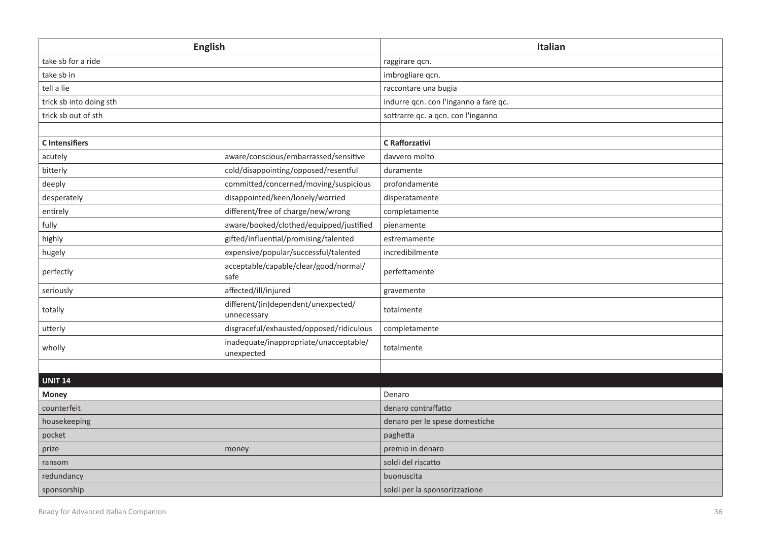| English | | Italian |
|---|---|---|
| take sb for a ride | | raggirare qcn. |
| take sb in | | imbrogliare qcn. |
| tell a lie | | raccontare una bugia |
| trick sb into doing sth | | indurre qcn. con l'inganno a fare qc. |
| trick sb out of sth | | sottrarre qc. a qcn. con l'inganno |
| | | |
| **C Intensifiers** | | **C Rafforzativi** |
| acutely | aware/conscious/embarrassed/sensitive | davvero molto |
| bitterly | cold/disappointing/opposed/resentful | duramente |
| deeply | committed/concerned/moving/suspicious | profondamente |
| desperately | disappointed/keen/lonely/worried | disperatamente |
| entirely | different/free of charge/new/wrong | completamente |
| fully | aware/booked/clothed/equipped/justified | pienamente |
| highly | gifted/influential/promising/talented | estremamente |
| hugely | expensive/popular/successful/talented | incredibilmente |
| perfectly | acceptable/capable/clear/good/normal/ safe | perfettamente |
| seriously | affected/ill/injured | gravemente |
| totally | different/(in)dependent/unexpected/ unnecessary | totalmente |
| utterly | disgraceful/exhausted/opposed/ridiculous | completamente |
| wholly | inadequate/inappropriate/unacceptable/ unexpected | totalmente |
| | | |
| **UNIT 14** | | |
| **Money** | | Denaro |
| counterfeit | | denaro contraffatto |
| housekeeping | | denaro per le spese domestiche |
| pocket | | paghetta |
| prize | money | premio in denaro |
| ransom | | soldi del riscatto |
| redundancy | | buonuscita |
| sponsorship | | soldi per la sponsorizzazione |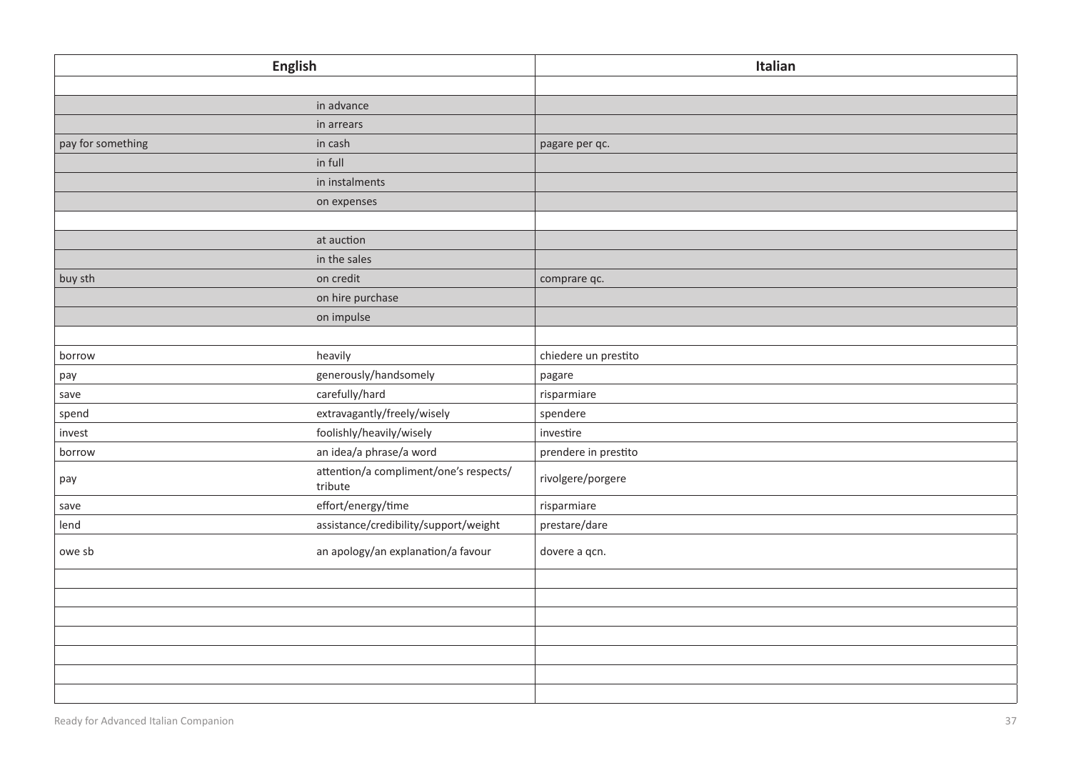| English | | Italian |
|---|---|---|
| | | |
| | in advance | |
| | in arrears | |
| pay for something | in cash | pagare per qc. |
| | in full | |
| | in instalments | |
| | on expenses | |
| | | |
| | at auction | |
| | in the sales | |
| buy sth | on credit | comprare qc. |
| | on hire purchase | |
| | on impulse | |
| | | |
| borrow | heavily | chiedere un prestito |
| pay | generously/handsomely | pagare |
| save | carefully/hard | risparmiare |
| spend | extravagantly/freely/wisely | spendere |
| invest | foolishly/heavily/wisely | investire |
| borrow | an idea/a phrase/a word | prendere in prestito |
| pay | attention/a compliment/one's respects/ tribute | rivolgere/porgere |
| save | effort/energy/time | risparmiare |
| lend | assistance/credibility/support/weight | prestare/dare |
| owe sb | an apology/an explanation/a favour | dovere a qcn. |
| | | |
| | | |
| | | |
| | | |
| | | |
| | | |
| | | |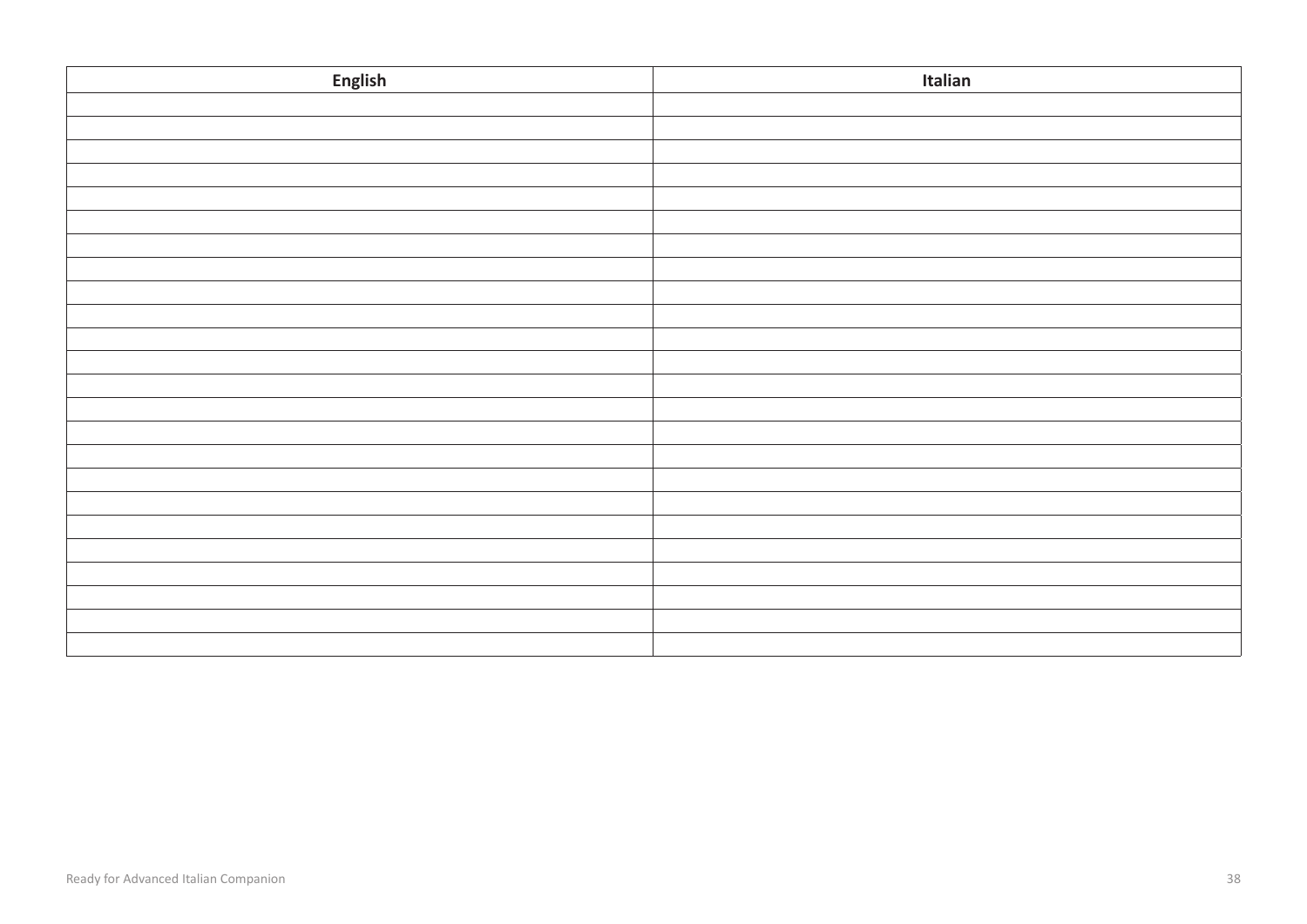| English | Italian |
| --- | --- |
| | |
| | |
| | |
| | |
| | |
| | |
| | |
| | |
| | |
| | |
| | |
| | |
| | |
| | |
| | |
| | |
| | |
| | |
| | |
| | |
| | |
| | |
| | |
| | |